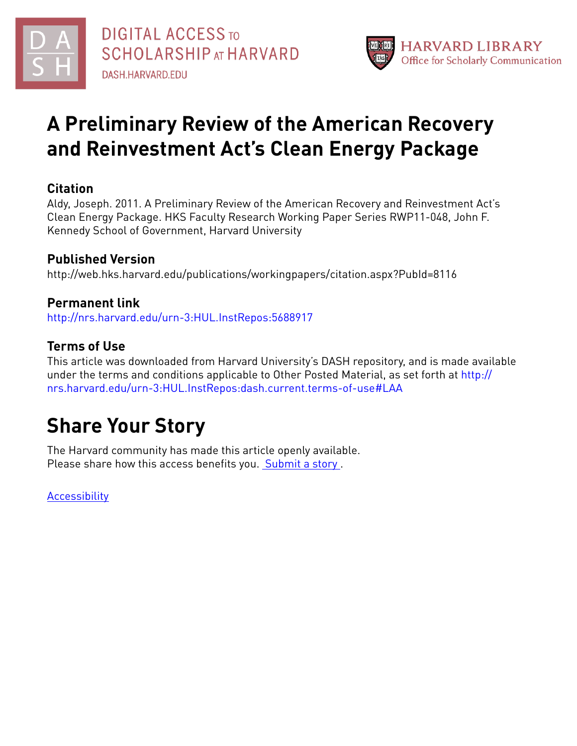DIGITAL ACCESS TO SCHOLARSHIP AT HARVARD
DASH.HARVARD.EDU

HARVARD LIBRARY
Office for Scholarly Communication

# A Preliminary Review of the American Recovery and Reinvestment Act's Clean Energy Package

## Citation

Aldy, Joseph. 2011. A Preliminary Review of the American Recovery and Reinvestment Act's Clean Energy Package. HKS Faculty Research Working Paper Series RWP11-048, John F. Kennedy School of Government, Harvard University

## Published Version

http://web.hks.harvard.edu/publications/workingpapers/citation.aspx?PubId=8116

## Permanent link

http://nrs.harvard.edu/urn-3:HUL.InstRepos:5688917

## Terms of Use

This article was downloaded from Harvard University's DASH repository, and is made available under the terms and conditions applicable to Other Posted Material, as set forth at http://nrs.harvard.edu/urn-3:HUL.InstRepos:dash.current.terms-of-use#LAA

# Share Your Story

The Harvard community has made this article openly available.
Please share how this access benefits you. Submit a story .

Accessibility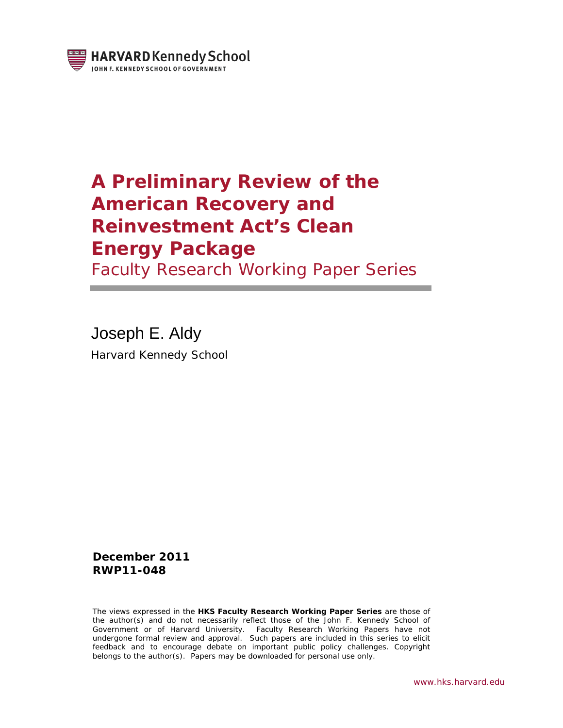# A Preliminary Review of the American Recovery and Reinvestment Act's Clean Energy Package

Faculty Research Working Paper Series

Joseph E. Aldy

Harvard Kennedy School

**December 2011**
**RWP11-048**

The views expressed in the **HKS Faculty Research Working Paper Series** are those of the author(s) and do not necessarily reflect those of the John F. Kennedy School of Government or of Harvard University. Faculty Research Working Papers have not undergone formal review and approval. Such papers are included in this series to elicit feedback and to encourage debate on important public policy challenges. Copyright belongs to the author(s). Papers may be downloaded for personal use only.

www.hks.harvard.edu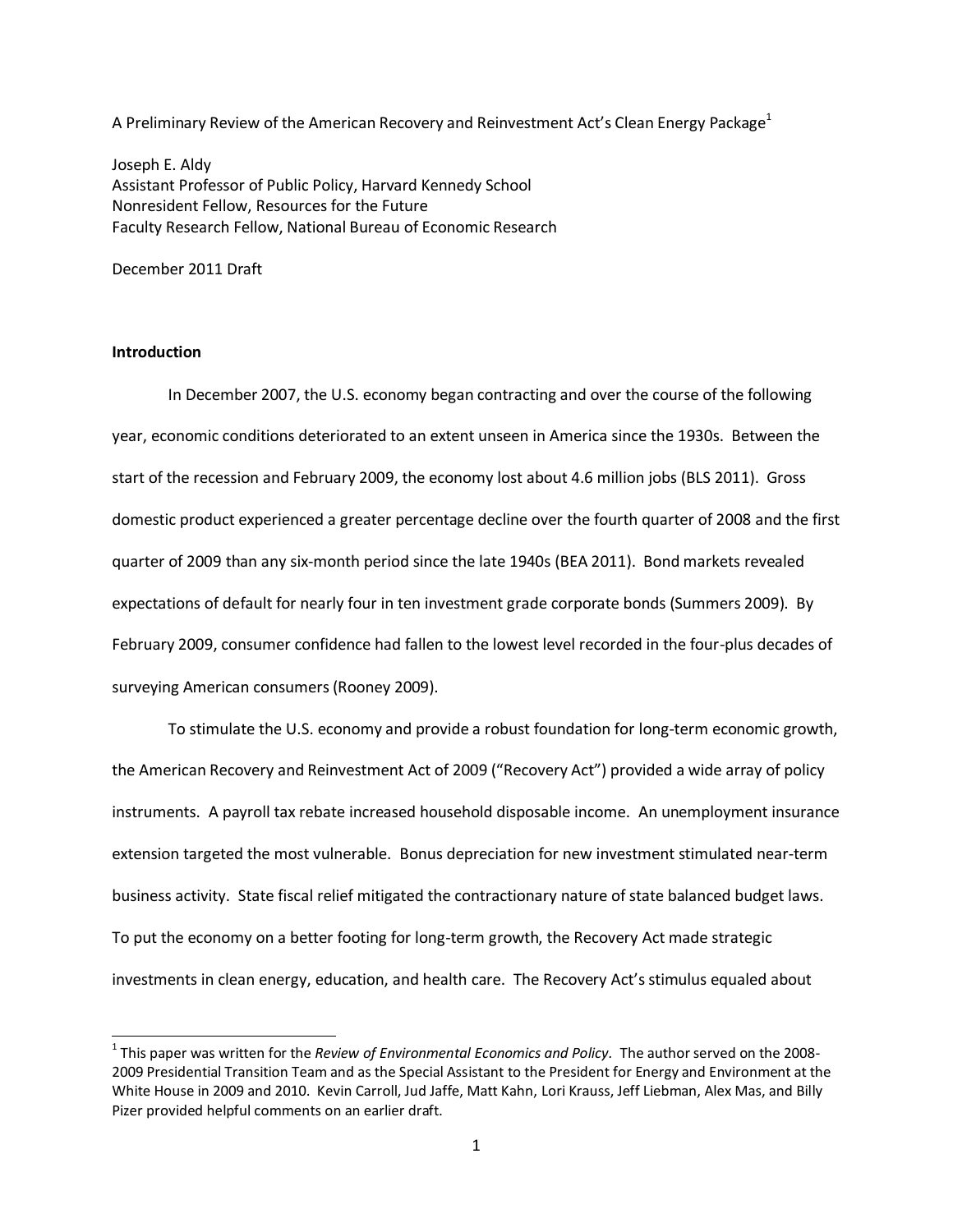A Preliminary Review of the American Recovery and Reinvestment Act's Clean Energy Package[1]

Joseph E. Aldy
Assistant Professor of Public Policy, Harvard Kennedy School
Nonresident Fellow, Resources for the Future
Faculty Research Fellow, National Bureau of Economic Research

December 2011 Draft

## Introduction

In December 2007, the U.S. economy began contracting and over the course of the following year, economic conditions deteriorated to an extent unseen in America since the 1930s. Between the start of the recession and February 2009, the economy lost about 4.6 million jobs (BLS 2011). Gross domestic product experienced a greater percentage decline over the fourth quarter of 2008 and the first quarter of 2009 than any six-month period since the late 1940s (BEA 2011). Bond markets revealed expectations of default for nearly four in ten investment grade corporate bonds (Summers 2009). By February 2009, consumer confidence had fallen to the lowest level recorded in the four-plus decades of surveying American consumers (Rooney 2009).

To stimulate the U.S. economy and provide a robust foundation for long-term economic growth, the American Recovery and Reinvestment Act of 2009 ("Recovery Act") provided a wide array of policy instruments. A payroll tax rebate increased household disposable income. An unemployment insurance extension targeted the most vulnerable. Bonus depreciation for new investment stimulated near-term business activity. State fiscal relief mitigated the contractionary nature of state balanced budget laws. To put the economy on a better footing for long-term growth, the Recovery Act made strategic investments in clean energy, education, and health care. The Recovery Act's stimulus equaled about

[1] This paper was written for the *Review of Environmental Economics and Policy*. The author served on the 2008-2009 Presidential Transition Team and as the Special Assistant to the President for Energy and Environment at the White House in 2009 and 2010. Kevin Carroll, Jud Jaffe, Matt Kahn, Lori Krauss, Jeff Liebman, Alex Mas, and Billy Pizer provided helpful comments on an earlier draft.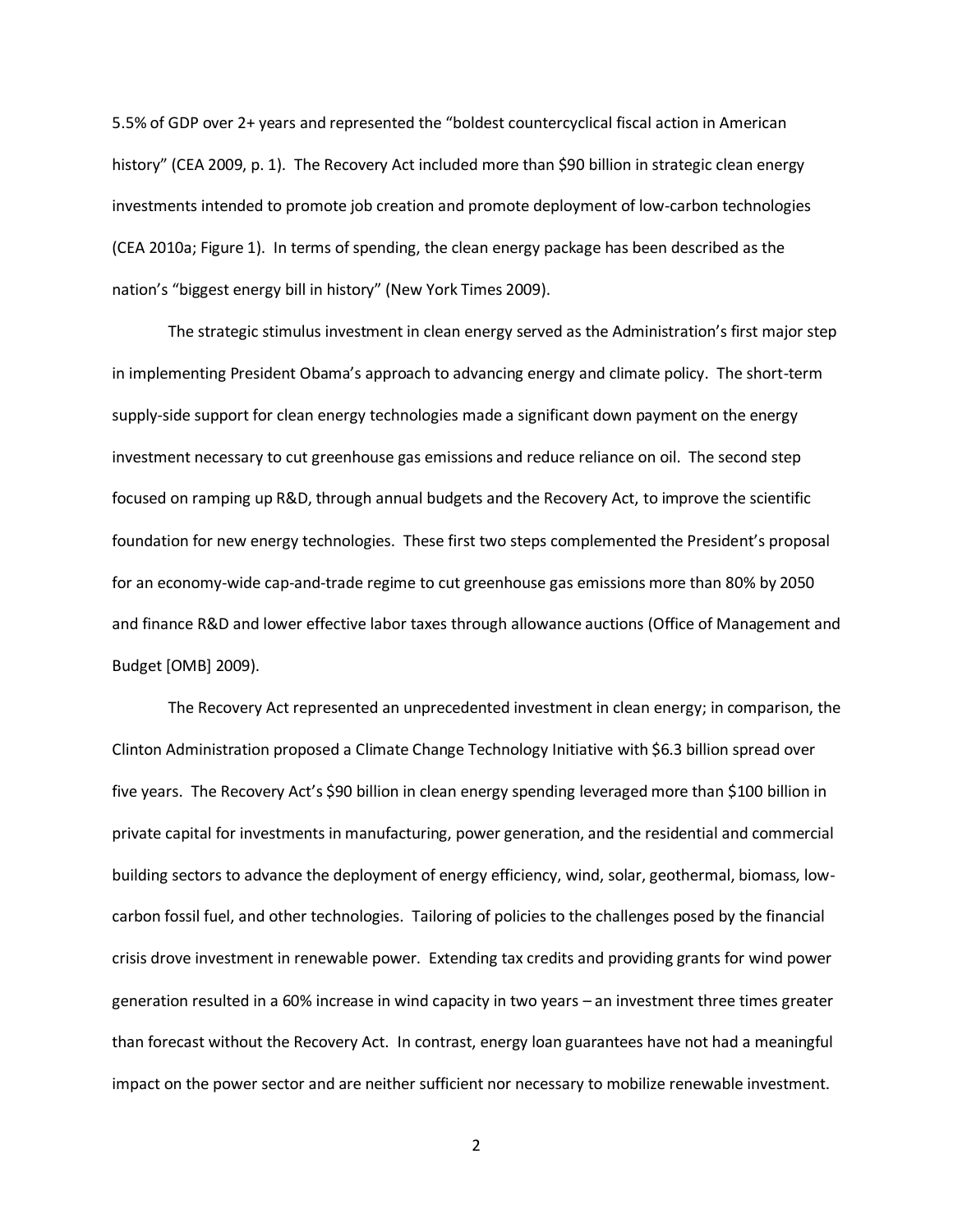5.5% of GDP over 2+ years and represented the "boldest countercyclical fiscal action in American history" (CEA 2009, p. 1). The Recovery Act included more than $90 billion in strategic clean energy investments intended to promote job creation and promote deployment of low-carbon technologies (CEA 2010a; Figure 1). In terms of spending, the clean energy package has been described as the nation's "biggest energy bill in history" (New York Times 2009).

The strategic stimulus investment in clean energy served as the Administration's first major step in implementing President Obama's approach to advancing energy and climate policy. The short-term supply-side support for clean energy technologies made a significant down payment on the energy investment necessary to cut greenhouse gas emissions and reduce reliance on oil. The second step focused on ramping up R&D, through annual budgets and the Recovery Act, to improve the scientific foundation for new energy technologies. These first two steps complemented the President's proposal for an economy-wide cap-and-trade regime to cut greenhouse gas emissions more than 80% by 2050 and finance R&D and lower effective labor taxes through allowance auctions (Office of Management and Budget [OMB] 2009).

The Recovery Act represented an unprecedented investment in clean energy; in comparison, the Clinton Administration proposed a Climate Change Technology Initiative with $6.3 billion spread over five years. The Recovery Act's $90 billion in clean energy spending leveraged more than $100 billion in private capital for investments in manufacturing, power generation, and the residential and commercial building sectors to advance the deployment of energy efficiency, wind, solar, geothermal, biomass, low-carbon fossil fuel, and other technologies. Tailoring of policies to the challenges posed by the financial crisis drove investment in renewable power. Extending tax credits and providing grants for wind power generation resulted in a 60% increase in wind capacity in two years – an investment three times greater than forecast without the Recovery Act. In contrast, energy loan guarantees have not had a meaningful impact on the power sector and are neither sufficient nor necessary to mobilize renewable investment.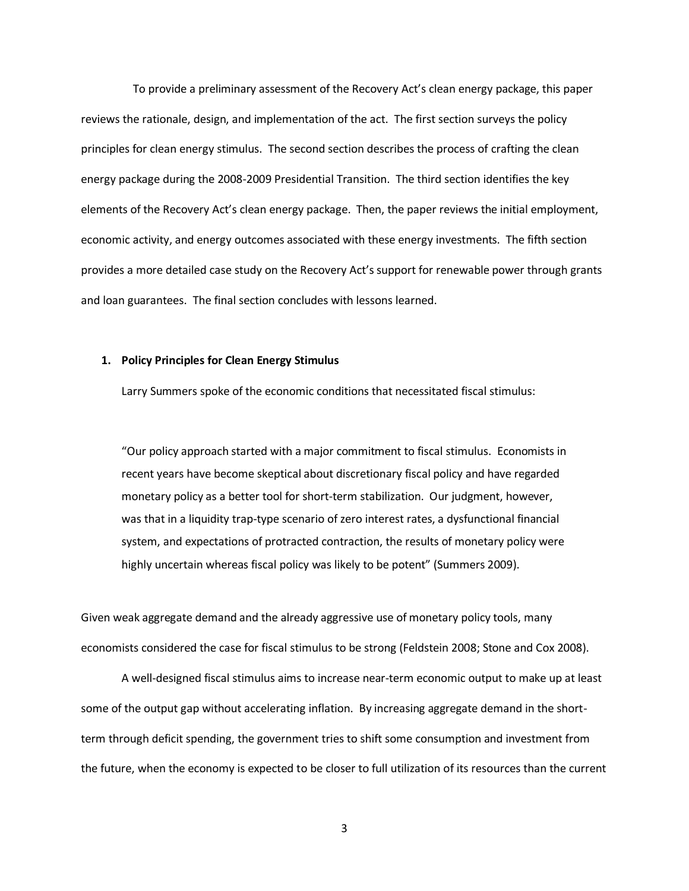To provide a preliminary assessment of the Recovery Act's clean energy package, this paper reviews the rationale, design, and implementation of the act. The first section surveys the policy principles for clean energy stimulus. The second section describes the process of crafting the clean energy package during the 2008-2009 Presidential Transition. The third section identifies the key elements of the Recovery Act's clean energy package. Then, the paper reviews the initial employment, economic activity, and energy outcomes associated with these energy investments. The fifth section provides a more detailed case study on the Recovery Act's support for renewable power through grants and loan guarantees. The final section concludes with lessons learned.

## 1. Policy Principles for Clean Energy Stimulus

Larry Summers spoke of the economic conditions that necessitated fiscal stimulus:

> "Our policy approach started with a major commitment to fiscal stimulus. Economists in recent years have become skeptical about discretionary fiscal policy and have regarded monetary policy as a better tool for short-term stabilization. Our judgment, however, was that in a liquidity trap-type scenario of zero interest rates, a dysfunctional financial system, and expectations of protracted contraction, the results of monetary policy were highly uncertain whereas fiscal policy was likely to be potent" (Summers 2009).

Given weak aggregate demand and the already aggressive use of monetary policy tools, many economists considered the case for fiscal stimulus to be strong (Feldstein 2008; Stone and Cox 2008).

A well-designed fiscal stimulus aims to increase near-term economic output to make up at least some of the output gap without accelerating inflation. By increasing aggregate demand in the short-term through deficit spending, the government tries to shift some consumption and investment from the future, when the economy is expected to be closer to full utilization of its resources than the current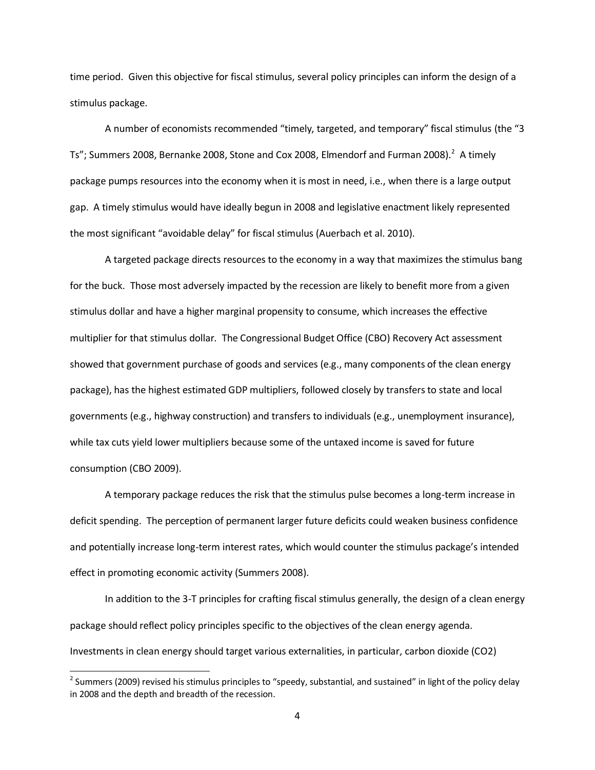time period. Given this objective for fiscal stimulus, several policy principles can inform the design of a stimulus package.

A number of economists recommended "timely, targeted, and temporary" fiscal stimulus (the "3 Ts"; Summers 2008, Bernanke 2008, Stone and Cox 2008, Elmendorf and Furman 2008).[2] A timely package pumps resources into the economy when it is most in need, i.e., when there is a large output gap. A timely stimulus would have ideally begun in 2008 and legislative enactment likely represented the most significant "avoidable delay" for fiscal stimulus (Auerbach et al. 2010).

A targeted package directs resources to the economy in a way that maximizes the stimulus bang for the buck. Those most adversely impacted by the recession are likely to benefit more from a given stimulus dollar and have a higher marginal propensity to consume, which increases the effective multiplier for that stimulus dollar. The Congressional Budget Office (CBO) Recovery Act assessment showed that government purchase of goods and services (e.g., many components of the clean energy package), has the highest estimated GDP multipliers, followed closely by transfers to state and local governments (e.g., highway construction) and transfers to individuals (e.g., unemployment insurance), while tax cuts yield lower multipliers because some of the untaxed income is saved for future consumption (CBO 2009).

A temporary package reduces the risk that the stimulus pulse becomes a long-term increase in deficit spending. The perception of permanent larger future deficits could weaken business confidence and potentially increase long-term interest rates, which would counter the stimulus package's intended effect in promoting economic activity (Summers 2008).

In addition to the 3-T principles for crafting fiscal stimulus generally, the design of a clean energy package should reflect policy principles specific to the objectives of the clean energy agenda. Investments in clean energy should target various externalities, in particular, carbon dioxide ($CO_2$)

[2] Summers (2009) revised his stimulus principles to "speedy, substantial, and sustained" in light of the policy delay in 2008 and the depth and breadth of the recession.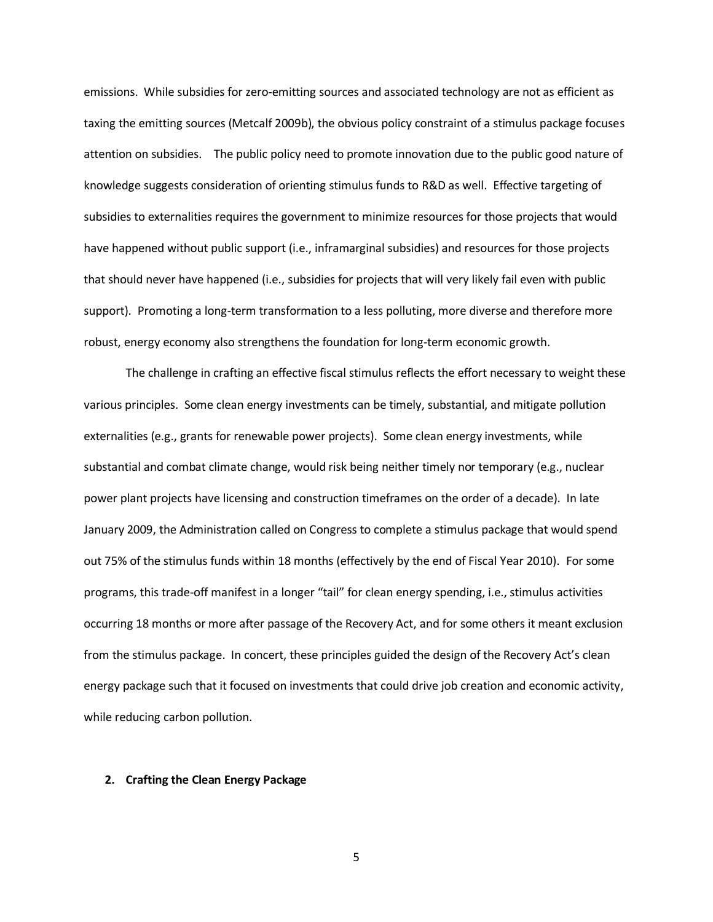emissions. While subsidies for zero-emitting sources and associated technology are not as efficient as taxing the emitting sources (Metcalf 2009b), the obvious policy constraint of a stimulus package focuses attention on subsidies. The public policy need to promote innovation due to the public good nature of knowledge suggests consideration of orienting stimulus funds to R&D as well. Effective targeting of subsidies to externalities requires the government to minimize resources for those projects that would have happened without public support (i.e., inframarginal subsidies) and resources for those projects that should never have happened (i.e., subsidies for projects that will very likely fail even with public support). Promoting a long-term transformation to a less polluting, more diverse and therefore more robust, energy economy also strengthens the foundation for long-term economic growth.

The challenge in crafting an effective fiscal stimulus reflects the effort necessary to weight these various principles. Some clean energy investments can be timely, substantial, and mitigate pollution externalities (e.g., grants for renewable power projects). Some clean energy investments, while substantial and combat climate change, would risk being neither timely nor temporary (e.g., nuclear power plant projects have licensing and construction timeframes on the order of a decade). In late January 2009, the Administration called on Congress to complete a stimulus package that would spend out 75% of the stimulus funds within 18 months (effectively by the end of Fiscal Year 2010). For some programs, this trade-off manifest in a longer "tail" for clean energy spending, i.e., stimulus activities occurring 18 months or more after passage of the Recovery Act, and for some others it meant exclusion from the stimulus package. In concert, these principles guided the design of the Recovery Act's clean energy package such that it focused on investments that could drive job creation and economic activity, while reducing carbon pollution.

## 2. Crafting the Clean Energy Package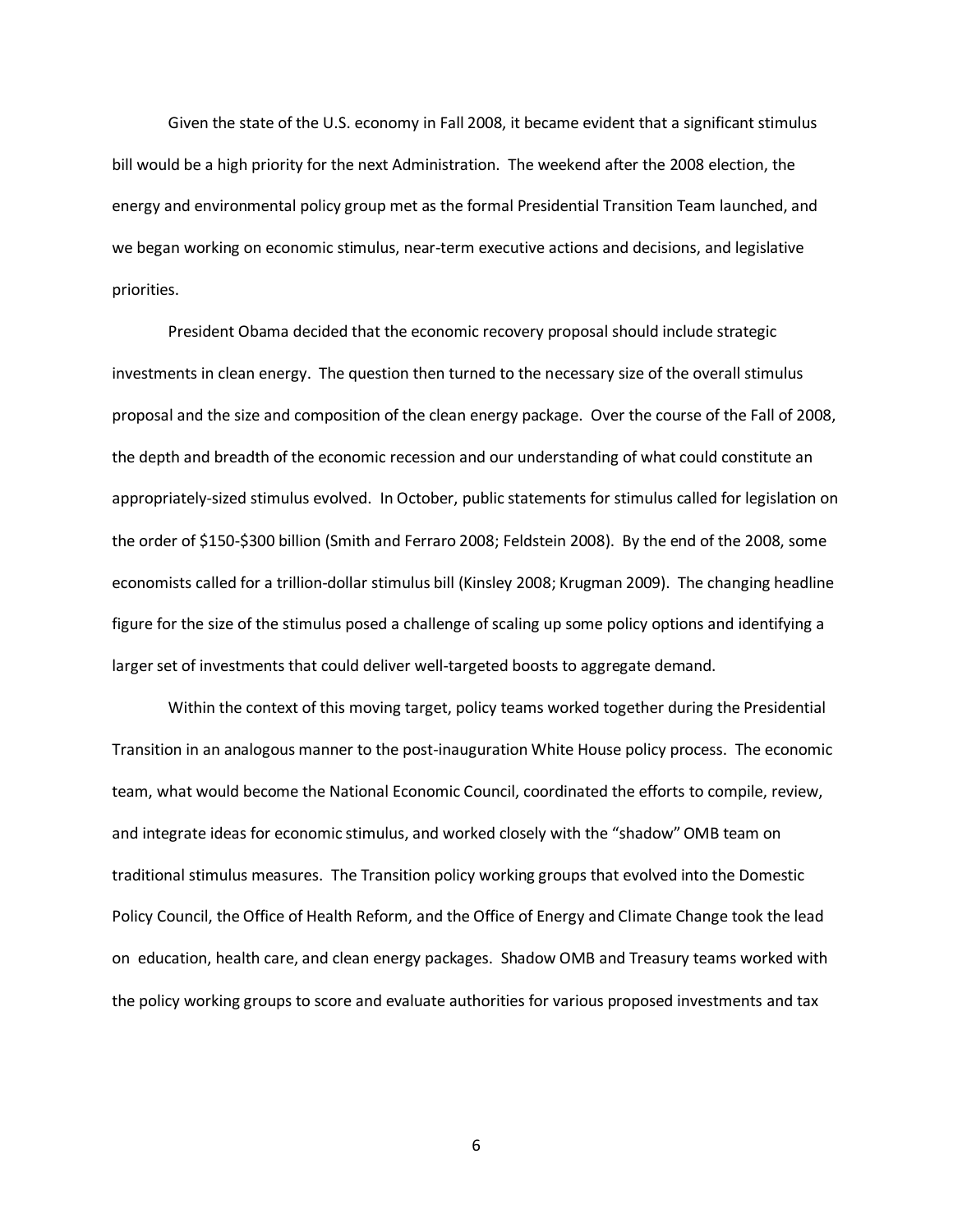Given the state of the U.S. economy in Fall 2008, it became evident that a significant stimulus bill would be a high priority for the next Administration. The weekend after the 2008 election, the energy and environmental policy group met as the formal Presidential Transition Team launched, and we began working on economic stimulus, near-term executive actions and decisions, and legislative priorities.

President Obama decided that the economic recovery proposal should include strategic investments in clean energy. The question then turned to the necessary size of the overall stimulus proposal and the size and composition of the clean energy package. Over the course of the Fall of 2008, the depth and breadth of the economic recession and our understanding of what could constitute an appropriately-sized stimulus evolved. In October, public statements for stimulus called for legislation on the order of $150-$300 billion (Smith and Ferraro 2008; Feldstein 2008). By the end of the 2008, some economists called for a trillion-dollar stimulus bill (Kinsley 2008; Krugman 2009). The changing headline figure for the size of the stimulus posed a challenge of scaling up some policy options and identifying a larger set of investments that could deliver well-targeted boosts to aggregate demand.

Within the context of this moving target, policy teams worked together during the Presidential Transition in an analogous manner to the post-inauguration White House policy process. The economic team, what would become the National Economic Council, coordinated the efforts to compile, review, and integrate ideas for economic stimulus, and worked closely with the "shadow" OMB team on traditional stimulus measures. The Transition policy working groups that evolved into the Domestic Policy Council, the Office of Health Reform, and the Office of Energy and Climate Change took the lead on education, health care, and clean energy packages. Shadow OMB and Treasury teams worked with the policy working groups to score and evaluate authorities for various proposed investments and tax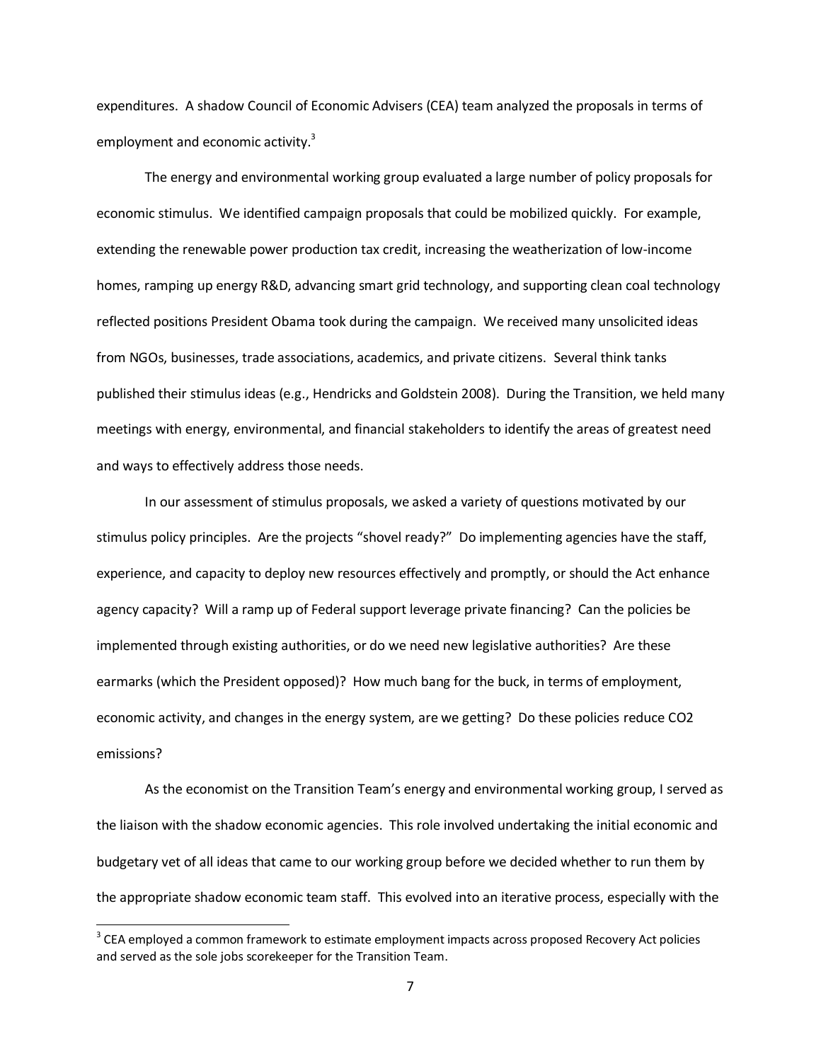expenditures. A shadow Council of Economic Advisers (CEA) team analyzed the proposals in terms of employment and economic activity.[3]

The energy and environmental working group evaluated a large number of policy proposals for economic stimulus. We identified campaign proposals that could be mobilized quickly. For example, extending the renewable power production tax credit, increasing the weatherization of low-income homes, ramping up energy R&D, advancing smart grid technology, and supporting clean coal technology reflected positions President Obama took during the campaign. We received many unsolicited ideas from NGOs, businesses, trade associations, academics, and private citizens. Several think tanks published their stimulus ideas (e.g., Hendricks and Goldstein 2008). During the Transition, we held many meetings with energy, environmental, and financial stakeholders to identify the areas of greatest need and ways to effectively address those needs.

In our assessment of stimulus proposals, we asked a variety of questions motivated by our stimulus policy principles. Are the projects "shovel ready?" Do implementing agencies have the staff, experience, and capacity to deploy new resources effectively and promptly, or should the Act enhance agency capacity? Will a ramp up of Federal support leverage private financing? Can the policies be implemented through existing authorities, or do we need new legislative authorities? Are these earmarks (which the President opposed)? How much bang for the buck, in terms of employment, economic activity, and changes in the energy system, are we getting? Do these policies reduce $CO_2$ emissions?

As the economist on the Transition Team's energy and environmental working group, I served as the liaison with the shadow economic agencies. This role involved undertaking the initial economic and budgetary vet of all ideas that came to our working group before we decided whether to run them by the appropriate shadow economic team staff. This evolved into an iterative process, especially with the

[3] CEA employed a common framework to estimate employment impacts across proposed Recovery Act policies and served as the sole jobs scorekeeper for the Transition Team.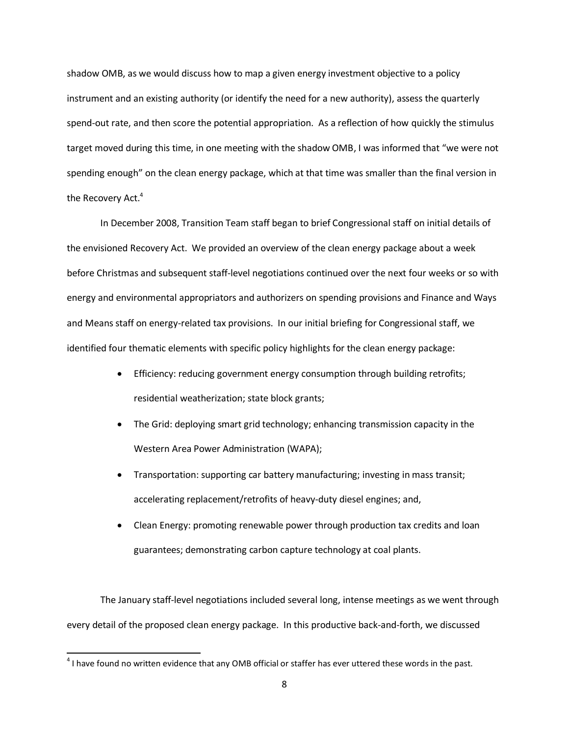shadow OMB, as we would discuss how to map a given energy investment objective to a policy instrument and an existing authority (or identify the need for a new authority), assess the quarterly spend-out rate, and then score the potential appropriation. As a reflection of how quickly the stimulus target moved during this time, in one meeting with the shadow OMB, I was informed that "we were not spending enough" on the clean energy package, which at that time was smaller than the final version in the Recovery Act.[4]

In December 2008, Transition Team staff began to brief Congressional staff on initial details of the envisioned Recovery Act. We provided an overview of the clean energy package about a week before Christmas and subsequent staff-level negotiations continued over the next four weeks or so with energy and environmental appropriators and authorizers on spending provisions and Finance and Ways and Means staff on energy-related tax provisions. In our initial briefing for Congressional staff, we identified four thematic elements with specific policy highlights for the clean energy package:

- Efficiency: reducing government energy consumption through building retrofits; residential weatherization; state block grants;
- The Grid: deploying smart grid technology; enhancing transmission capacity in the Western Area Power Administration (WAPA);
- Transportation: supporting car battery manufacturing; investing in mass transit; accelerating replacement/retrofits of heavy-duty diesel engines; and,
- Clean Energy: promoting renewable power through production tax credits and loan guarantees; demonstrating carbon capture technology at coal plants.

The January staff-level negotiations included several long, intense meetings as we went through every detail of the proposed clean energy package. In this productive back-and-forth, we discussed

[4] I have found no written evidence that any OMB official or staffer has ever uttered these words in the past.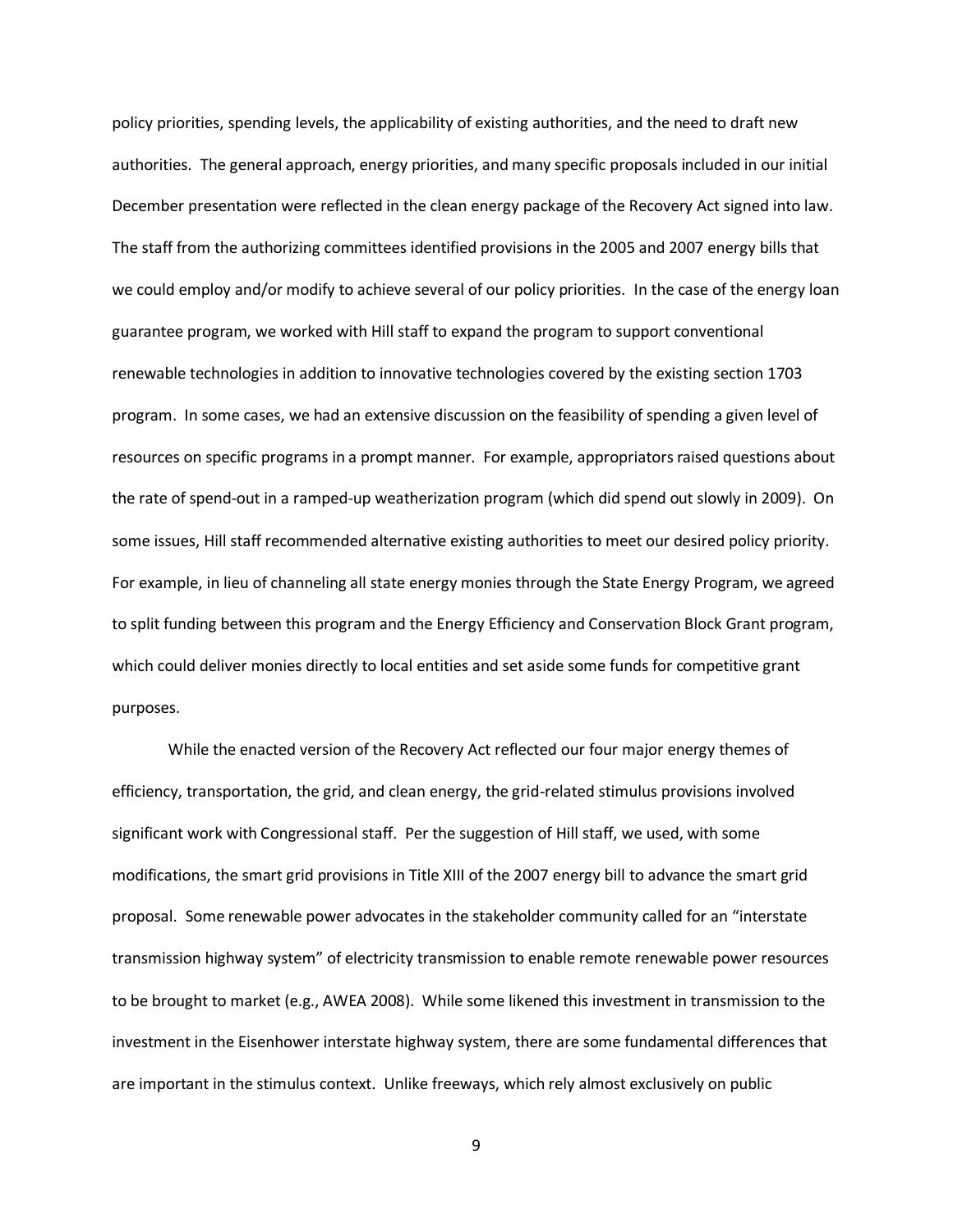policy priorities, spending levels, the applicability of existing authorities, and the need to draft new authorities. The general approach, energy priorities, and many specific proposals included in our initial December presentation were reflected in the clean energy package of the Recovery Act signed into law. The staff from the authorizing committees identified provisions in the 2005 and 2007 energy bills that we could employ and/or modify to achieve several of our policy priorities. In the case of the energy loan guarantee program, we worked with Hill staff to expand the program to support conventional renewable technologies in addition to innovative technologies covered by the existing section 1703 program. In some cases, we had an extensive discussion on the feasibility of spending a given level of resources on specific programs in a prompt manner. For example, appropriators raised questions about the rate of spend-out in a ramped-up weatherization program (which did spend out slowly in 2009). On some issues, Hill staff recommended alternative existing authorities to meet our desired policy priority. For example, in lieu of channeling all state energy monies through the State Energy Program, we agreed to split funding between this program and the Energy Efficiency and Conservation Block Grant program, which could deliver monies directly to local entities and set aside some funds for competitive grant purposes.

While the enacted version of the Recovery Act reflected our four major energy themes of efficiency, transportation, the grid, and clean energy, the grid-related stimulus provisions involved significant work with Congressional staff. Per the suggestion of Hill staff, we used, with some modifications, the smart grid provisions in Title XIII of the 2007 energy bill to advance the smart grid proposal. Some renewable power advocates in the stakeholder community called for an "interstate transmission highway system" of electricity transmission to enable remote renewable power resources to be brought to market (e.g., AWEA 2008). While some likened this investment in transmission to the investment in the Eisenhower interstate highway system, there are some fundamental differences that are important in the stimulus context. Unlike freeways, which rely almost exclusively on public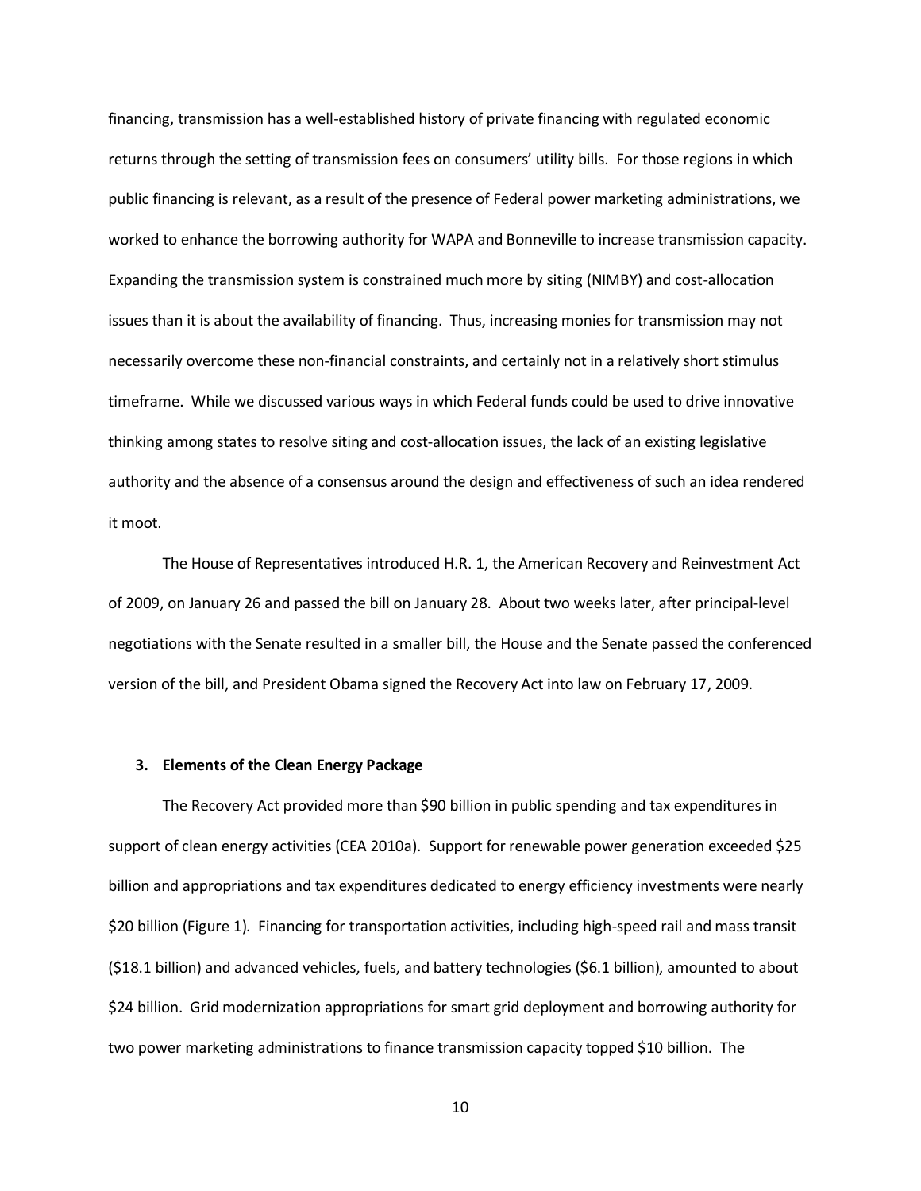financing, transmission has a well-established history of private financing with regulated economic returns through the setting of transmission fees on consumers' utility bills. For those regions in which public financing is relevant, as a result of the presence of Federal power marketing administrations, we worked to enhance the borrowing authority for WAPA and Bonneville to increase transmission capacity. Expanding the transmission system is constrained much more by siting (NIMBY) and cost-allocation issues than it is about the availability of financing. Thus, increasing monies for transmission may not necessarily overcome these non-financial constraints, and certainly not in a relatively short stimulus timeframe. While we discussed various ways in which Federal funds could be used to drive innovative thinking among states to resolve siting and cost-allocation issues, the lack of an existing legislative authority and the absence of a consensus around the design and effectiveness of such an idea rendered it moot.

The House of Representatives introduced H.R. 1, the American Recovery and Reinvestment Act of 2009, on January 26 and passed the bill on January 28. About two weeks later, after principal-level negotiations with the Senate resulted in a smaller bill, the House and the Senate passed the conferenced version of the bill, and President Obama signed the Recovery Act into law on February 17, 2009.

### 3. Elements of the Clean Energy Package

The Recovery Act provided more than $90 billion in public spending and tax expenditures in support of clean energy activities (CEA 2010a). Support for renewable power generation exceeded $25 billion and appropriations and tax expenditures dedicated to energy efficiency investments were nearly $20 billion (Figure 1). Financing for transportation activities, including high-speed rail and mass transit ($18.1 billion) and advanced vehicles, fuels, and battery technologies ($6.1 billion), amounted to about $24 billion. Grid modernization appropriations for smart grid deployment and borrowing authority for two power marketing administrations to finance transmission capacity topped $10 billion. The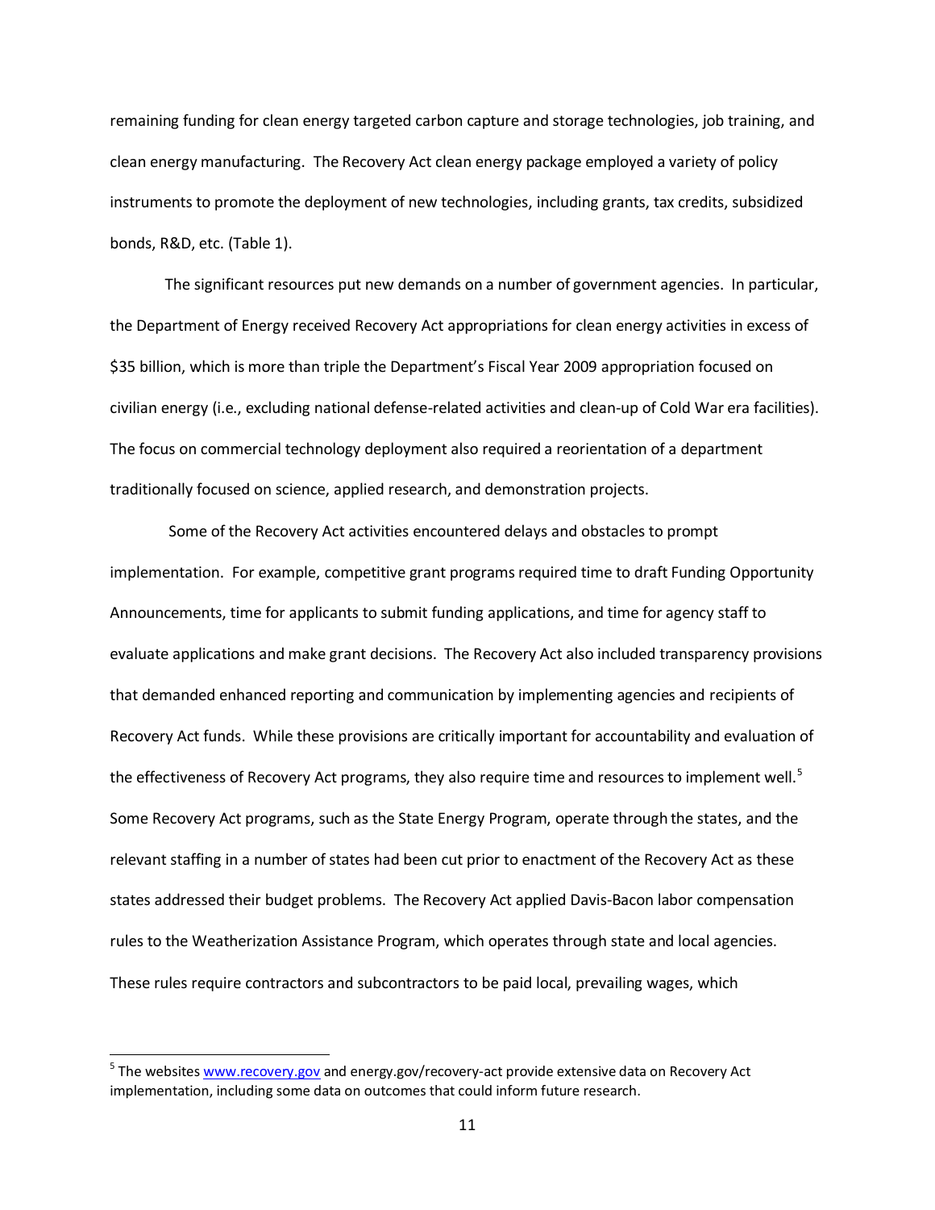remaining funding for clean energy targeted carbon capture and storage technologies, job training, and clean energy manufacturing. The Recovery Act clean energy package employed a variety of policy instruments to promote the deployment of new technologies, including grants, tax credits, subsidized bonds, R&D, etc. (Table 1).

The significant resources put new demands on a number of government agencies. In particular, the Department of Energy received Recovery Act appropriations for clean energy activities in excess of $35 billion, which is more than triple the Department's Fiscal Year 2009 appropriation focused on civilian energy (i.e., excluding national defense-related activities and clean-up of Cold War era facilities). The focus on commercial technology deployment also required a reorientation of a department traditionally focused on science, applied research, and demonstration projects.

Some of the Recovery Act activities encountered delays and obstacles to prompt implementation. For example, competitive grant programs required time to draft Funding Opportunity Announcements, time for applicants to submit funding applications, and time for agency staff to evaluate applications and make grant decisions. The Recovery Act also included transparency provisions that demanded enhanced reporting and communication by implementing agencies and recipients of Recovery Act funds. While these provisions are critically important for accountability and evaluation of the effectiveness of Recovery Act programs, they also require time and resources to implement well.[5] Some Recovery Act programs, such as the State Energy Program, operate through the states, and the relevant staffing in a number of states had been cut prior to enactment of the Recovery Act as these states addressed their budget problems. The Recovery Act applied Davis-Bacon labor compensation rules to the Weatherization Assistance Program, which operates through state and local agencies. These rules require contractors and subcontractors to be paid local, prevailing wages, which

---

[5] The websites www.recovery.gov and energy.gov/recovery-act provide extensive data on Recovery Act implementation, including some data on outcomes that could inform future research.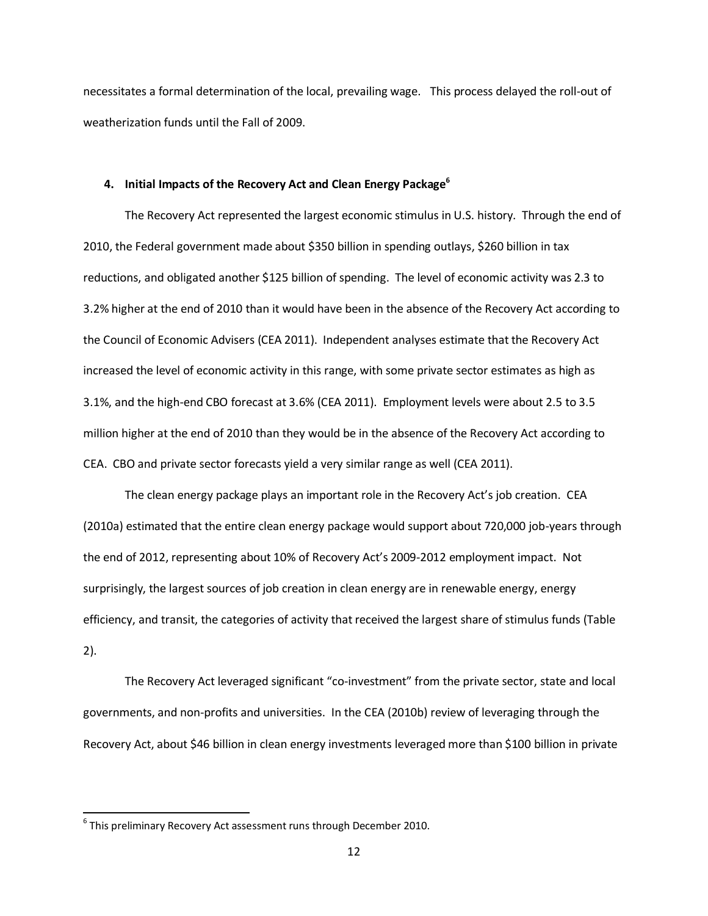necessitates a formal determination of the local, prevailing wage. This process delayed the roll-out of weatherization funds until the Fall of 2009.

### 4. Initial Impacts of the Recovery Act and Clean Energy Package[6]

The Recovery Act represented the largest economic stimulus in U.S. history. Through the end of 2010, the Federal government made about $350 billion in spending outlays, $260 billion in tax reductions, and obligated another $125 billion of spending. The level of economic activity was 2.3 to 3.2% higher at the end of 2010 than it would have been in the absence of the Recovery Act according to the Council of Economic Advisers (CEA 2011). Independent analyses estimate that the Recovery Act increased the level of economic activity in this range, with some private sector estimates as high as 3.1%, and the high-end CBO forecast at 3.6% (CEA 2011). Employment levels were about 2.5 to 3.5 million higher at the end of 2010 than they would be in the absence of the Recovery Act according to CEA. CBO and private sector forecasts yield a very similar range as well (CEA 2011).

The clean energy package plays an important role in the Recovery Act's job creation. CEA (2010a) estimated that the entire clean energy package would support about 720,000 job-years through the end of 2012, representing about 10% of Recovery Act's 2009-2012 employment impact. Not surprisingly, the largest sources of job creation in clean energy are in renewable energy, energy efficiency, and transit, the categories of activity that received the largest share of stimulus funds (Table 2).

The Recovery Act leveraged significant "co-investment" from the private sector, state and local governments, and non-profits and universities. In the CEA (2010b) review of leveraging through the Recovery Act, about $46 billion in clean energy investments leveraged more than $100 billion in private

[6] This preliminary Recovery Act assessment runs through December 2010.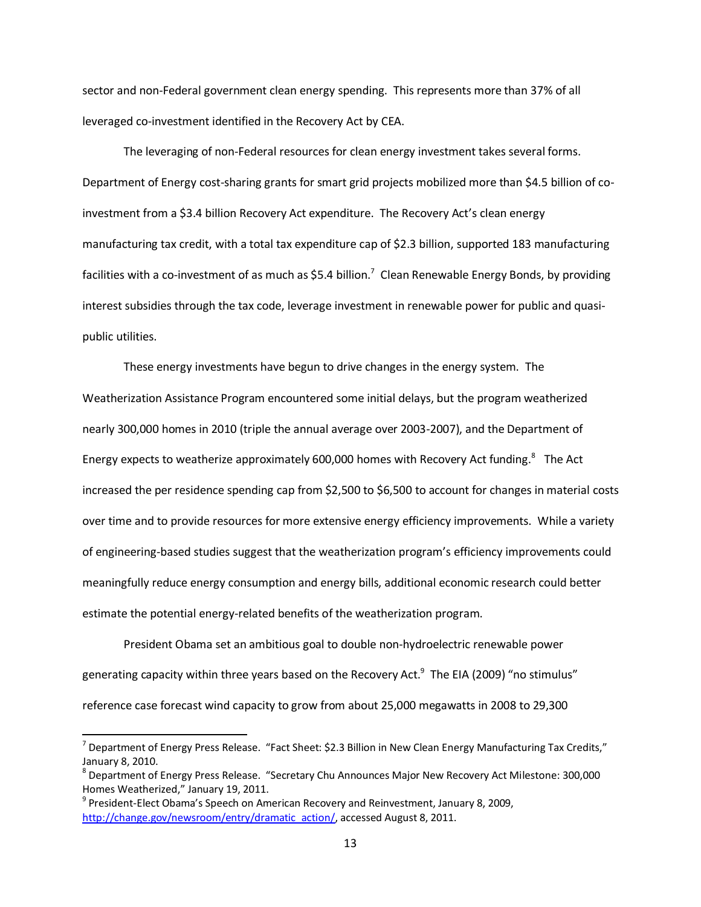sector and non-Federal government clean energy spending. This represents more than 37% of all leveraged co-investment identified in the Recovery Act by CEA.

The leveraging of non-Federal resources for clean energy investment takes several forms. Department of Energy cost-sharing grants for smart grid projects mobilized more than $4.5 billion of co-investment from a $3.4 billion Recovery Act expenditure. The Recovery Act's clean energy manufacturing tax credit, with a total tax expenditure cap of $2.3 billion, supported 183 manufacturing facilities with a co-investment of as much as $5.4 billion.[7] Clean Renewable Energy Bonds, by providing interest subsidies through the tax code, leverage investment in renewable power for public and quasi-public utilities.

These energy investments have begun to drive changes in the energy system. The Weatherization Assistance Program encountered some initial delays, but the program weatherized nearly 300,000 homes in 2010 (triple the annual average over 2003-2007), and the Department of Energy expects to weatherize approximately 600,000 homes with Recovery Act funding.[8] The Act increased the per residence spending cap from $2,500 to $6,500 to account for changes in material costs over time and to provide resources for more extensive energy efficiency improvements. While a variety of engineering-based studies suggest that the weatherization program's efficiency improvements could meaningfully reduce energy consumption and energy bills, additional economic research could better estimate the potential energy-related benefits of the weatherization program.

President Obama set an ambitious goal to double non-hydroelectric renewable power generating capacity within three years based on the Recovery Act.[9] The EIA (2009) "no stimulus" reference case forecast wind capacity to grow from about 25,000 megawatts in 2008 to 29,300

---

[7] Department of Energy Press Release. "Fact Sheet: $2.3 Billion in New Clean Energy Manufacturing Tax Credits," January 8, 2010.

[8] Department of Energy Press Release. "Secretary Chu Announces Major New Recovery Act Milestone: 300,000 Homes Weatherized," January 19, 2011.

[9] President-Elect Obama's Speech on American Recovery and Reinvestment, January 8, 2009, http://change.gov/newsroom/entry/dramatic_action/, accessed August 8, 2011.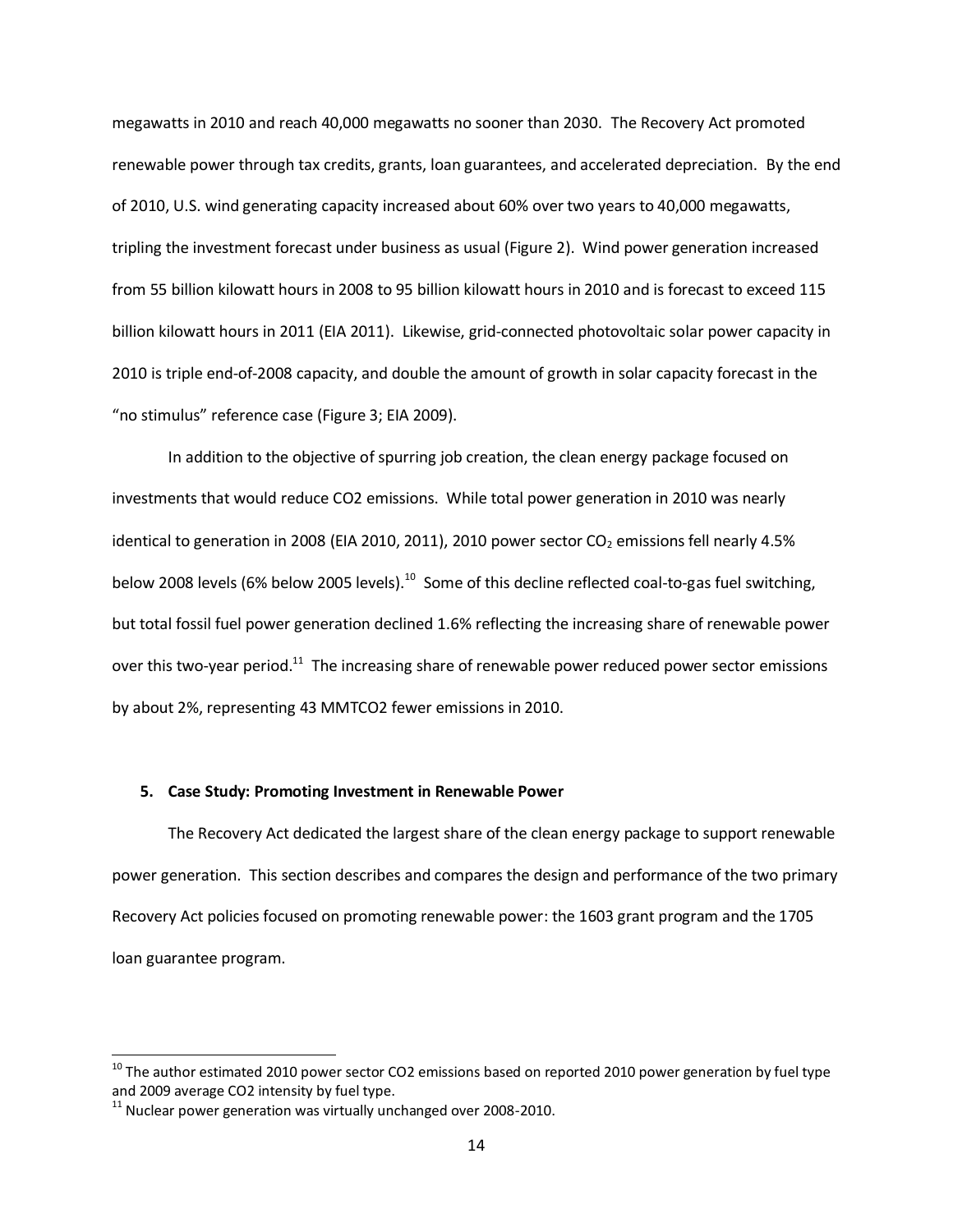megawatts in 2010 and reach 40,000 megawatts no sooner than 2030. The Recovery Act promoted renewable power through tax credits, grants, loan guarantees, and accelerated depreciation. By the end of 2010, U.S. wind generating capacity increased about 60% over two years to 40,000 megawatts, tripling the investment forecast under business as usual (Figure 2). Wind power generation increased from 55 billion kilowatt hours in 2008 to 95 billion kilowatt hours in 2010 and is forecast to exceed 115 billion kilowatt hours in 2011 (EIA 2011). Likewise, grid-connected photovoltaic solar power capacity in 2010 is triple end-of-2008 capacity, and double the amount of growth in solar capacity forecast in the "no stimulus" reference case (Figure 3; EIA 2009).

In addition to the objective of spurring job creation, the clean energy package focused on investments that would reduce CO2 emissions. While total power generation in 2010 was nearly identical to generation in 2008 (EIA 2010, 2011), 2010 power sector $CO_2$ emissions fell nearly 4.5% below 2008 levels (6% below 2005 levels).[10] Some of this decline reflected coal-to-gas fuel switching, but total fossil fuel power generation declined 1.6% reflecting the increasing share of renewable power over this two-year period.[11] The increasing share of renewable power reduced power sector emissions by about 2%, representing 43 MMTCO2 fewer emissions in 2010.

## 5. Case Study: Promoting Investment in Renewable Power

The Recovery Act dedicated the largest share of the clean energy package to support renewable power generation. This section describes and compares the design and performance of the two primary Recovery Act policies focused on promoting renewable power: the 1603 grant program and the 1705 loan guarantee program.

---

[10] The author estimated 2010 power sector CO2 emissions based on reported 2010 power generation by fuel type and 2009 average CO2 intensity by fuel type.

[11] Nuclear power generation was virtually unchanged over 2008-2010.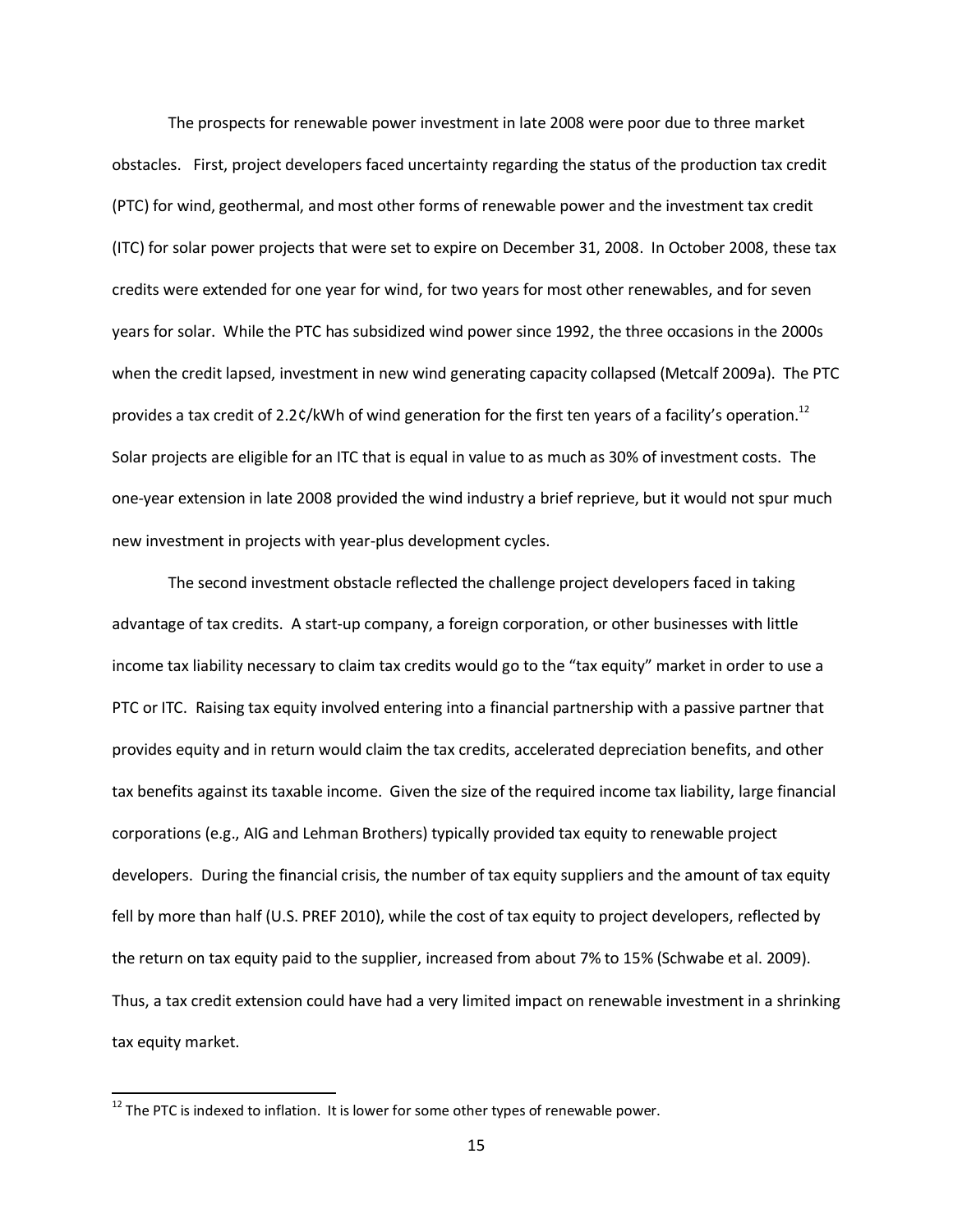The prospects for renewable power investment in late 2008 were poor due to three market obstacles. First, project developers faced uncertainty regarding the status of the production tax credit (PTC) for wind, geothermal, and most other forms of renewable power and the investment tax credit (ITC) for solar power projects that were set to expire on December 31, 2008. In October 2008, these tax credits were extended for one year for wind, for two years for most other renewables, and for seven years for solar. While the PTC has subsidized wind power since 1992, the three occasions in the 2000s when the credit lapsed, investment in new wind generating capacity collapsed (Metcalf 2009a). The PTC provides a tax credit of 2.2¢/kWh of wind generation for the first ten years of a facility's operation.[12] Solar projects are eligible for an ITC that is equal in value to as much as 30% of investment costs. The one-year extension in late 2008 provided the wind industry a brief reprieve, but it would not spur much new investment in projects with year-plus development cycles.

The second investment obstacle reflected the challenge project developers faced in taking advantage of tax credits. A start-up company, a foreign corporation, or other businesses with little income tax liability necessary to claim tax credits would go to the "tax equity" market in order to use a PTC or ITC. Raising tax equity involved entering into a financial partnership with a passive partner that provides equity and in return would claim the tax credits, accelerated depreciation benefits, and other tax benefits against its taxable income. Given the size of the required income tax liability, large financial corporations (e.g., AIG and Lehman Brothers) typically provided tax equity to renewable project developers. During the financial crisis, the number of tax equity suppliers and the amount of tax equity fell by more than half (U.S. PREF 2010), while the cost of tax equity to project developers, reflected by the return on tax equity paid to the supplier, increased from about 7% to 15% (Schwabe et al. 2009). Thus, a tax credit extension could have had a very limited impact on renewable investment in a shrinking tax equity market.

---

[12] The PTC is indexed to inflation. It is lower for some other types of renewable power.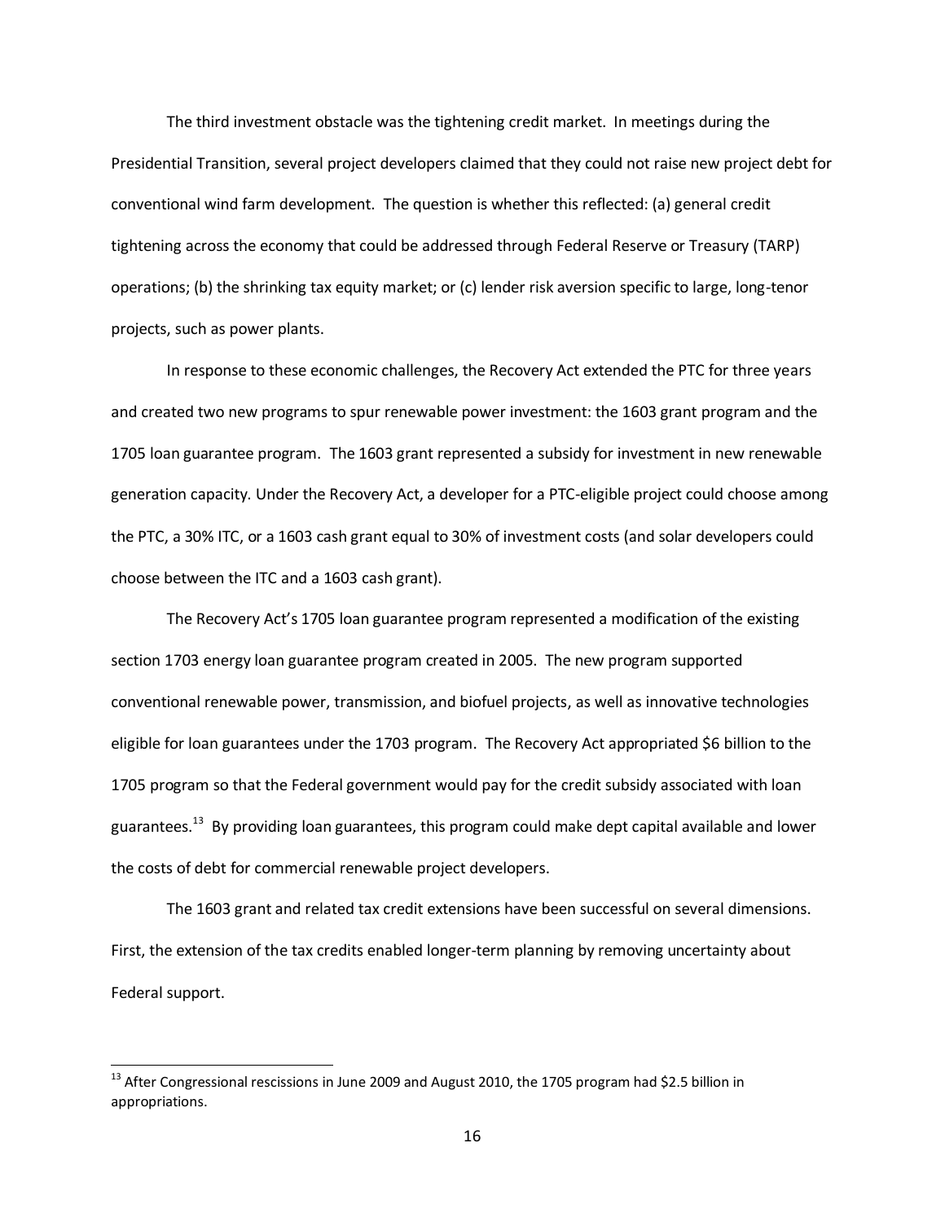The third investment obstacle was the tightening credit market. In meetings during the Presidential Transition, several project developers claimed that they could not raise new project debt for conventional wind farm development. The question is whether this reflected: (a) general credit tightening across the economy that could be addressed through Federal Reserve or Treasury (TARP) operations; (b) the shrinking tax equity market; or (c) lender risk aversion specific to large, long-tenor projects, such as power plants.

In response to these economic challenges, the Recovery Act extended the PTC for three years and created two new programs to spur renewable power investment: the 1603 grant program and the 1705 loan guarantee program. The 1603 grant represented a subsidy for investment in new renewable generation capacity. Under the Recovery Act, a developer for a PTC-eligible project could choose among the PTC, a 30% ITC, or a 1603 cash grant equal to 30% of investment costs (and solar developers could choose between the ITC and a 1603 cash grant).

The Recovery Act's 1705 loan guarantee program represented a modification of the existing section 1703 energy loan guarantee program created in 2005. The new program supported conventional renewable power, transmission, and biofuel projects, as well as innovative technologies eligible for loan guarantees under the 1703 program. The Recovery Act appropriated $6 billion to the 1705 program so that the Federal government would pay for the credit subsidy associated with loan guarantees.[13] By providing loan guarantees, this program could make dept capital available and lower the costs of debt for commercial renewable project developers.

The 1603 grant and related tax credit extensions have been successful on several dimensions. First, the extension of the tax credits enabled longer-term planning by removing uncertainty about Federal support.

[13] After Congressional rescissions in June 2009 and August 2010, the 1705 program had $2.5 billion in appropriations.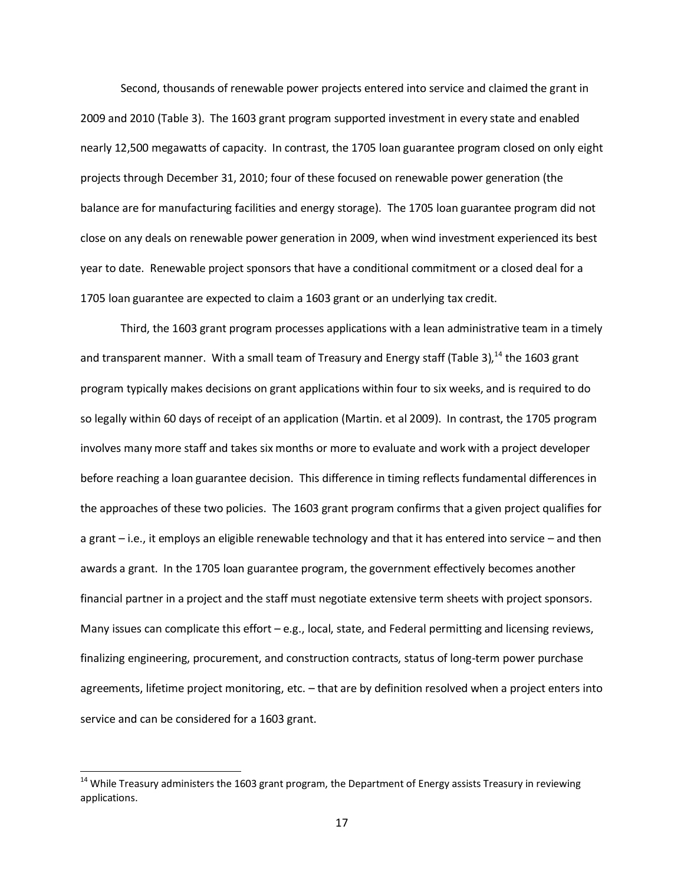Second, thousands of renewable power projects entered into service and claimed the grant in 2009 and 2010 (Table 3). The 1603 grant program supported investment in every state and enabled nearly 12,500 megawatts of capacity. In contrast, the 1705 loan guarantee program closed on only eight projects through December 31, 2010; four of these focused on renewable power generation (the balance are for manufacturing facilities and energy storage). The 1705 loan guarantee program did not close on any deals on renewable power generation in 2009, when wind investment experienced its best year to date. Renewable project sponsors that have a conditional commitment or a closed deal for a 1705 loan guarantee are expected to claim a 1603 grant or an underlying tax credit.

Third, the 1603 grant program processes applications with a lean administrative team in a timely and transparent manner. With a small team of Treasury and Energy staff (Table 3),[14] the 1603 grant program typically makes decisions on grant applications within four to six weeks, and is required to do so legally within 60 days of receipt of an application (Martin. et al 2009). In contrast, the 1705 program involves many more staff and takes six months or more to evaluate and work with a project developer before reaching a loan guarantee decision. This difference in timing reflects fundamental differences in the approaches of these two policies. The 1603 grant program confirms that a given project qualifies for a grant – i.e., it employs an eligible renewable technology and that it has entered into service – and then awards a grant. In the 1705 loan guarantee program, the government effectively becomes another financial partner in a project and the staff must negotiate extensive term sheets with project sponsors. Many issues can complicate this effort – e.g., local, state, and Federal permitting and licensing reviews, finalizing engineering, procurement, and construction contracts, status of long-term power purchase agreements, lifetime project monitoring, etc. – that are by definition resolved when a project enters into service and can be considered for a 1603 grant.

---

[14] While Treasury administers the 1603 grant program, the Department of Energy assists Treasury in reviewing applications.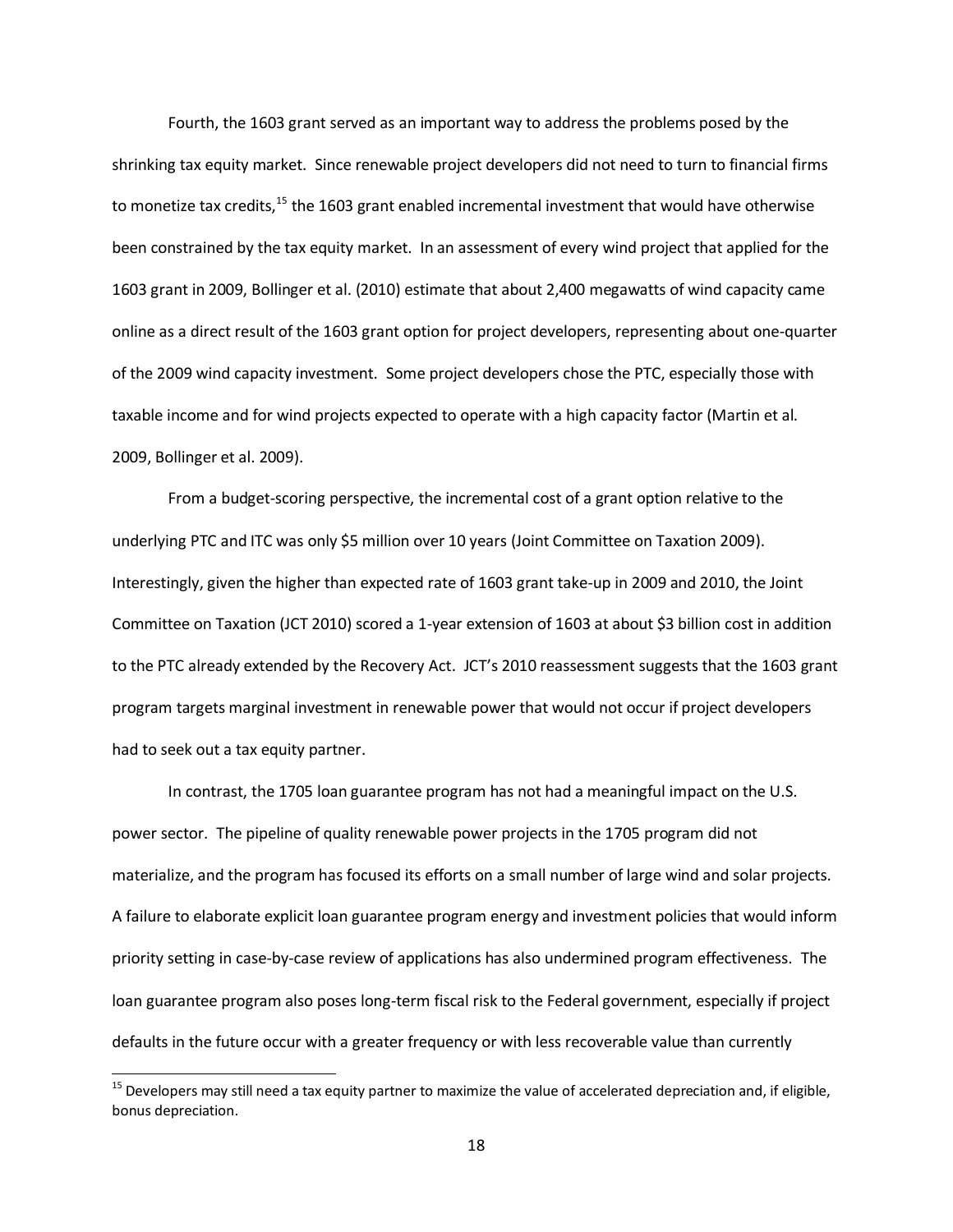Fourth, the 1603 grant served as an important way to address the problems posed by the shrinking tax equity market. Since renewable project developers did not need to turn to financial firms to monetize tax credits,[15] the 1603 grant enabled incremental investment that would have otherwise been constrained by the tax equity market. In an assessment of every wind project that applied for the 1603 grant in 2009, Bollinger et al. (2010) estimate that about 2,400 megawatts of wind capacity came online as a direct result of the 1603 grant option for project developers, representing about one-quarter of the 2009 wind capacity investment. Some project developers chose the PTC, especially those with taxable income and for wind projects expected to operate with a high capacity factor (Martin et al. 2009, Bollinger et al. 2009).

From a budget-scoring perspective, the incremental cost of a grant option relative to the underlying PTC and ITC was only $5 million over 10 years (Joint Committee on Taxation 2009). Interestingly, given the higher than expected rate of 1603 grant take-up in 2009 and 2010, the Joint Committee on Taxation (JCT 2010) scored a 1-year extension of 1603 at about $3 billion cost in addition to the PTC already extended by the Recovery Act. JCT's 2010 reassessment suggests that the 1603 grant program targets marginal investment in renewable power that would not occur if project developers had to seek out a tax equity partner.

In contrast, the 1705 loan guarantee program has not had a meaningful impact on the U.S. power sector. The pipeline of quality renewable power projects in the 1705 program did not materialize, and the program has focused its efforts on a small number of large wind and solar projects. A failure to elaborate explicit loan guarantee program energy and investment policies that would inform priority setting in case-by-case review of applications has also undermined program effectiveness. The loan guarantee program also poses long-term fiscal risk to the Federal government, especially if project defaults in the future occur with a greater frequency or with less recoverable value than currently

[15] Developers may still need a tax equity partner to maximize the value of accelerated depreciation and, if eligible, bonus depreciation.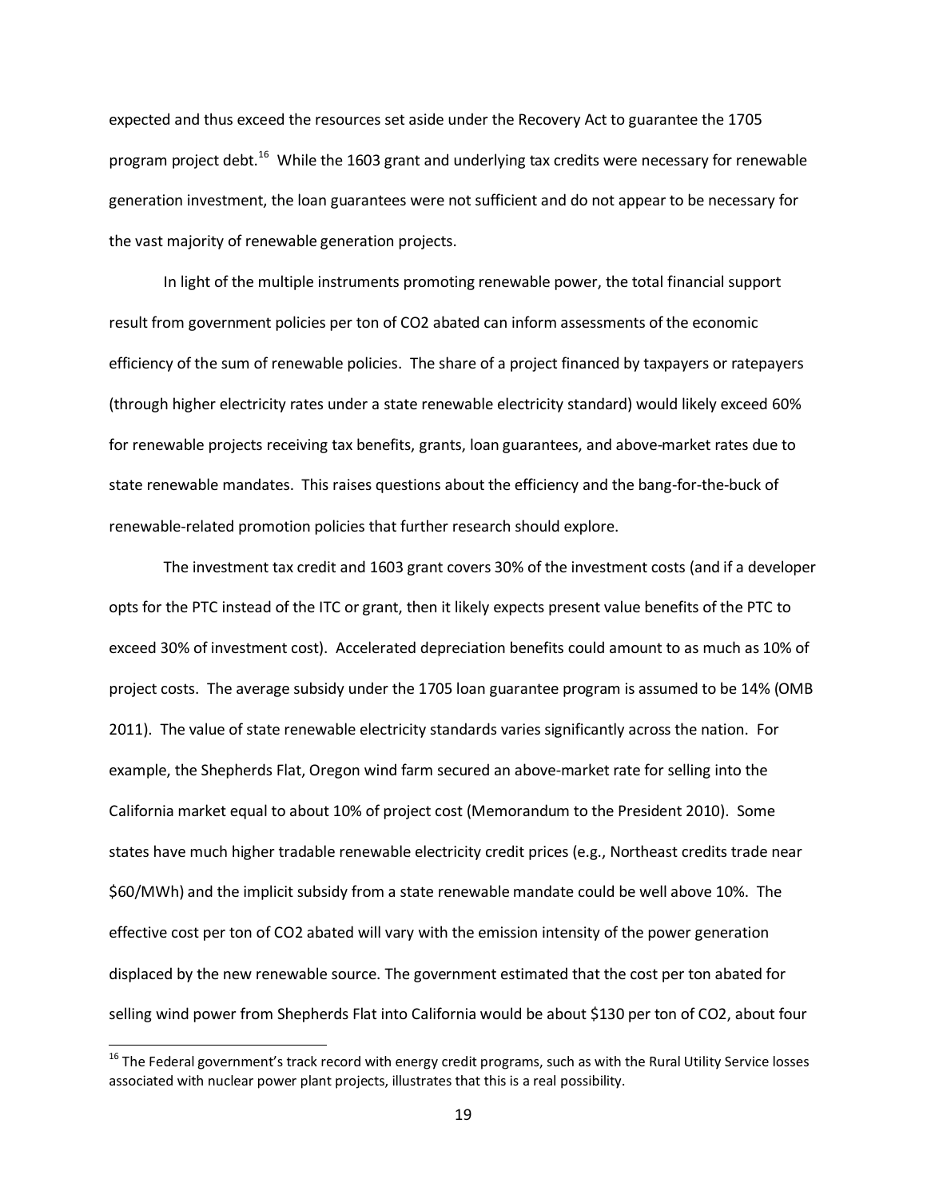expected and thus exceed the resources set aside under the Recovery Act to guarantee the 1705 program project debt.[16] While the 1603 grant and underlying tax credits were necessary for renewable generation investment, the loan guarantees were not sufficient and do not appear to be necessary for the vast majority of renewable generation projects.

In light of the multiple instruments promoting renewable power, the total financial support result from government policies per ton of $CO_2$ abated can inform assessments of the economic efficiency of the sum of renewable policies. The share of a project financed by taxpayers or ratepayers (through higher electricity rates under a state renewable electricity standard) would likely exceed 60% for renewable projects receiving tax benefits, grants, loan guarantees, and above-market rates due to state renewable mandates. This raises questions about the efficiency and the bang-for-the-buck of renewable-related promotion policies that further research should explore.

The investment tax credit and 1603 grant covers 30% of the investment costs (and if a developer opts for the PTC instead of the ITC or grant, then it likely expects present value benefits of the PTC to exceed 30% of investment cost). Accelerated depreciation benefits could amount to as much as 10% of project costs. The average subsidy under the 1705 loan guarantee program is assumed to be 14% (OMB 2011). The value of state renewable electricity standards varies significantly across the nation. For example, the Shepherds Flat, Oregon wind farm secured an above-market rate for selling into the California market equal to about 10% of project cost (Memorandum to the President 2010). Some states have much higher tradable renewable electricity credit prices (e.g., Northeast credits trade near $60/MWh) and the implicit subsidy from a state renewable mandate could be well above 10%. The effective cost per ton of $CO_2$ abated will vary with the emission intensity of the power generation displaced by the new renewable source. The government estimated that the cost per ton abated for selling wind power from Shepherds Flat into California would be about $130 per ton of $CO_2$, about four

[16] The Federal government's track record with energy credit programs, such as with the Rural Utility Service losses associated with nuclear power plant projects, illustrates that this is a real possibility.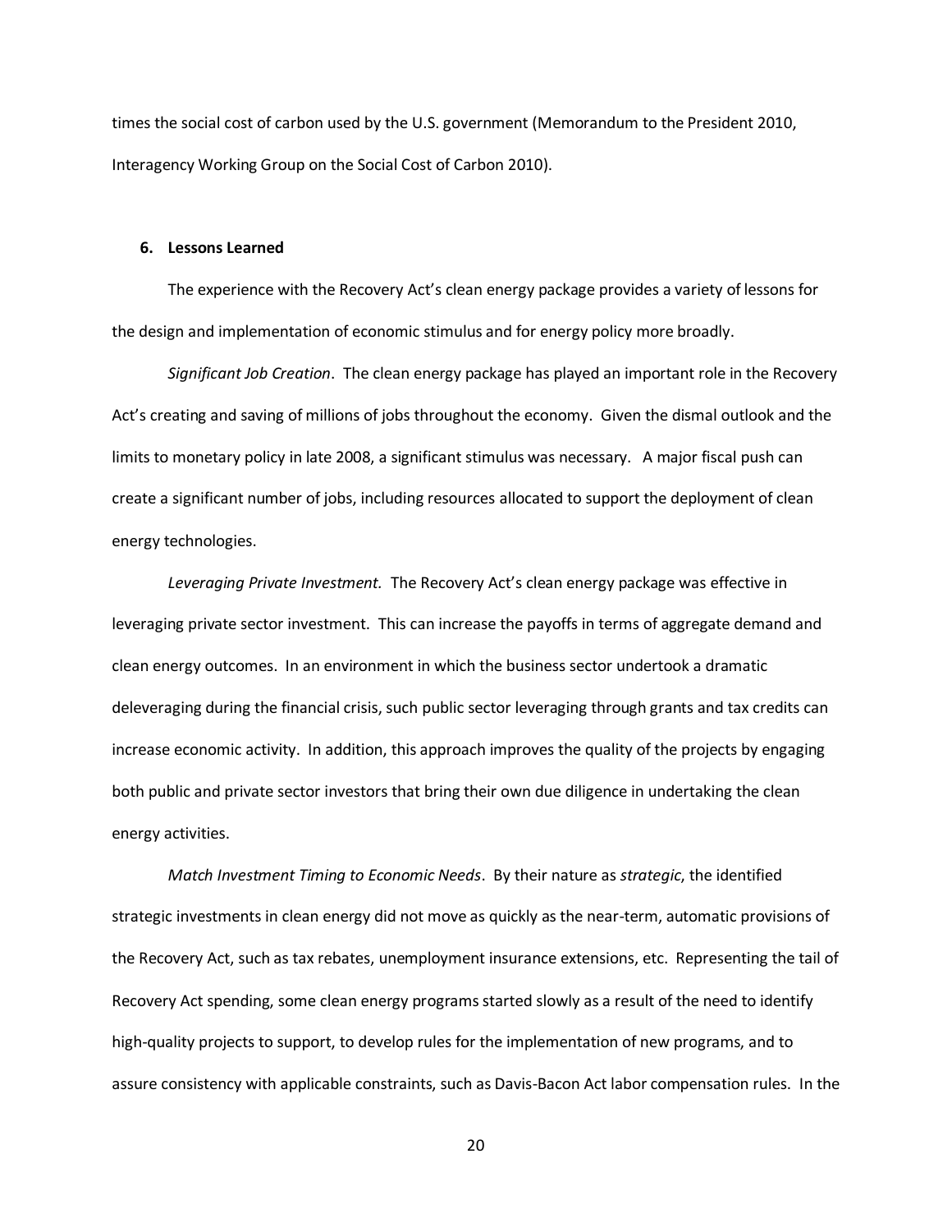times the social cost of carbon used by the U.S. government (Memorandum to the President 2010, Interagency Working Group on the Social Cost of Carbon 2010).

## 6. Lessons Learned

The experience with the Recovery Act's clean energy package provides a variety of lessons for the design and implementation of economic stimulus and for energy policy more broadly.

*Significant Job Creation*. The clean energy package has played an important role in the Recovery Act's creating and saving of millions of jobs throughout the economy. Given the dismal outlook and the limits to monetary policy in late 2008, a significant stimulus was necessary. A major fiscal push can create a significant number of jobs, including resources allocated to support the deployment of clean energy technologies.

*Leveraging Private Investment.* The Recovery Act's clean energy package was effective in leveraging private sector investment. This can increase the payoffs in terms of aggregate demand and clean energy outcomes. In an environment in which the business sector undertook a dramatic deleveraging during the financial crisis, such public sector leveraging through grants and tax credits can increase economic activity. In addition, this approach improves the quality of the projects by engaging both public and private sector investors that bring their own due diligence in undertaking the clean energy activities.

*Match Investment Timing to Economic Needs*. By their nature as *strategic*, the identified strategic investments in clean energy did not move as quickly as the near-term, automatic provisions of the Recovery Act, such as tax rebates, unemployment insurance extensions, etc. Representing the tail of Recovery Act spending, some clean energy programs started slowly as a result of the need to identify high-quality projects to support, to develop rules for the implementation of new programs, and to assure consistency with applicable constraints, such as Davis-Bacon Act labor compensation rules. In the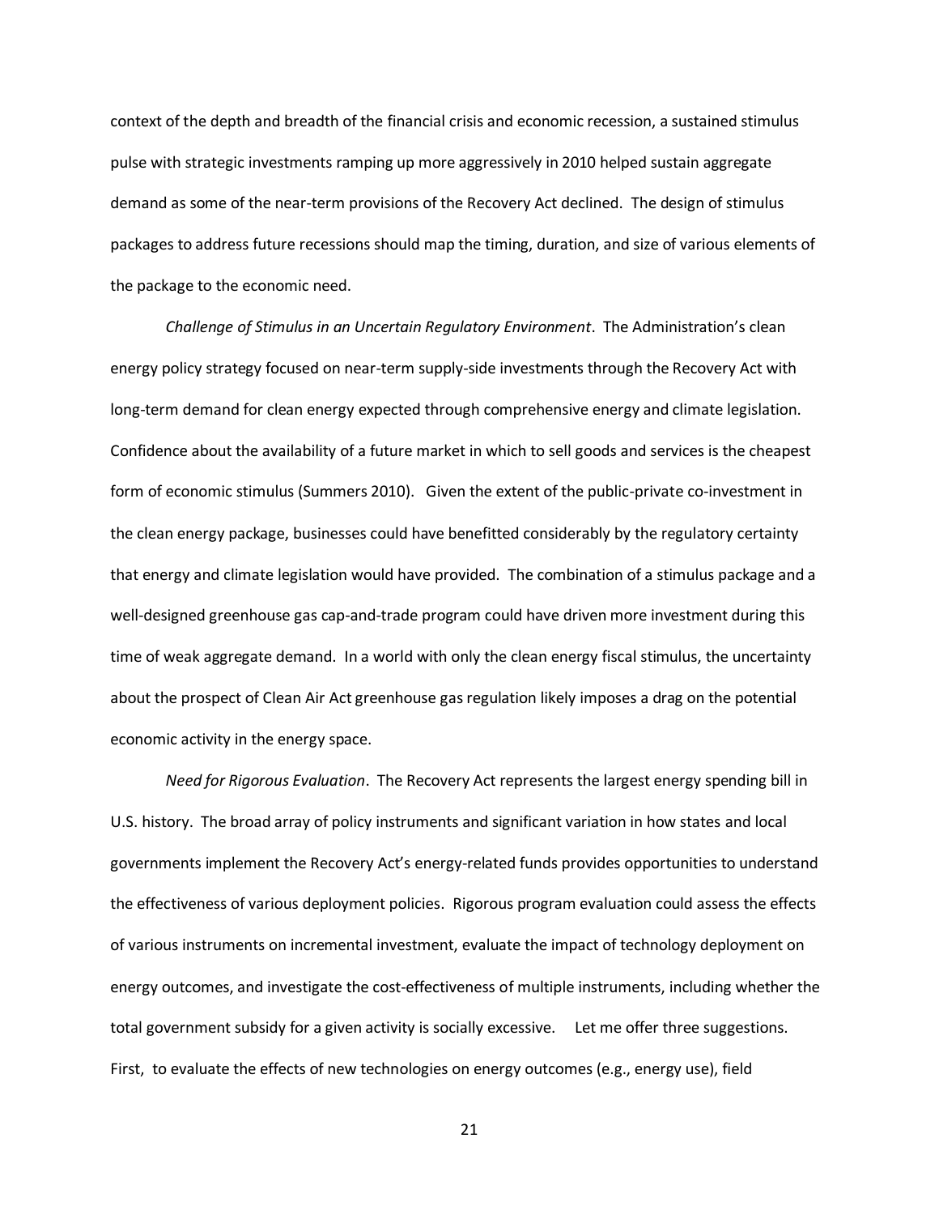context of the depth and breadth of the financial crisis and economic recession, a sustained stimulus pulse with strategic investments ramping up more aggressively in 2010 helped sustain aggregate demand as some of the near-term provisions of the Recovery Act declined. The design of stimulus packages to address future recessions should map the timing, duration, and size of various elements of the package to the economic need.

*Challenge of Stimulus in an Uncertain Regulatory Environment*. The Administration's clean energy policy strategy focused on near-term supply-side investments through the Recovery Act with long-term demand for clean energy expected through comprehensive energy and climate legislation. Confidence about the availability of a future market in which to sell goods and services is the cheapest form of economic stimulus (Summers 2010). Given the extent of the public-private co-investment in the clean energy package, businesses could have benefitted considerably by the regulatory certainty that energy and climate legislation would have provided. The combination of a stimulus package and a well-designed greenhouse gas cap-and-trade program could have driven more investment during this time of weak aggregate demand. In a world with only the clean energy fiscal stimulus, the uncertainty about the prospect of Clean Air Act greenhouse gas regulation likely imposes a drag on the potential economic activity in the energy space.

*Need for Rigorous Evaluation*. The Recovery Act represents the largest energy spending bill in U.S. history. The broad array of policy instruments and significant variation in how states and local governments implement the Recovery Act's energy-related funds provides opportunities to understand the effectiveness of various deployment policies. Rigorous program evaluation could assess the effects of various instruments on incremental investment, evaluate the impact of technology deployment on energy outcomes, and investigate the cost-effectiveness of multiple instruments, including whether the total government subsidy for a given activity is socially excessive. Let me offer three suggestions. First, to evaluate the effects of new technologies on energy outcomes (e.g., energy use), field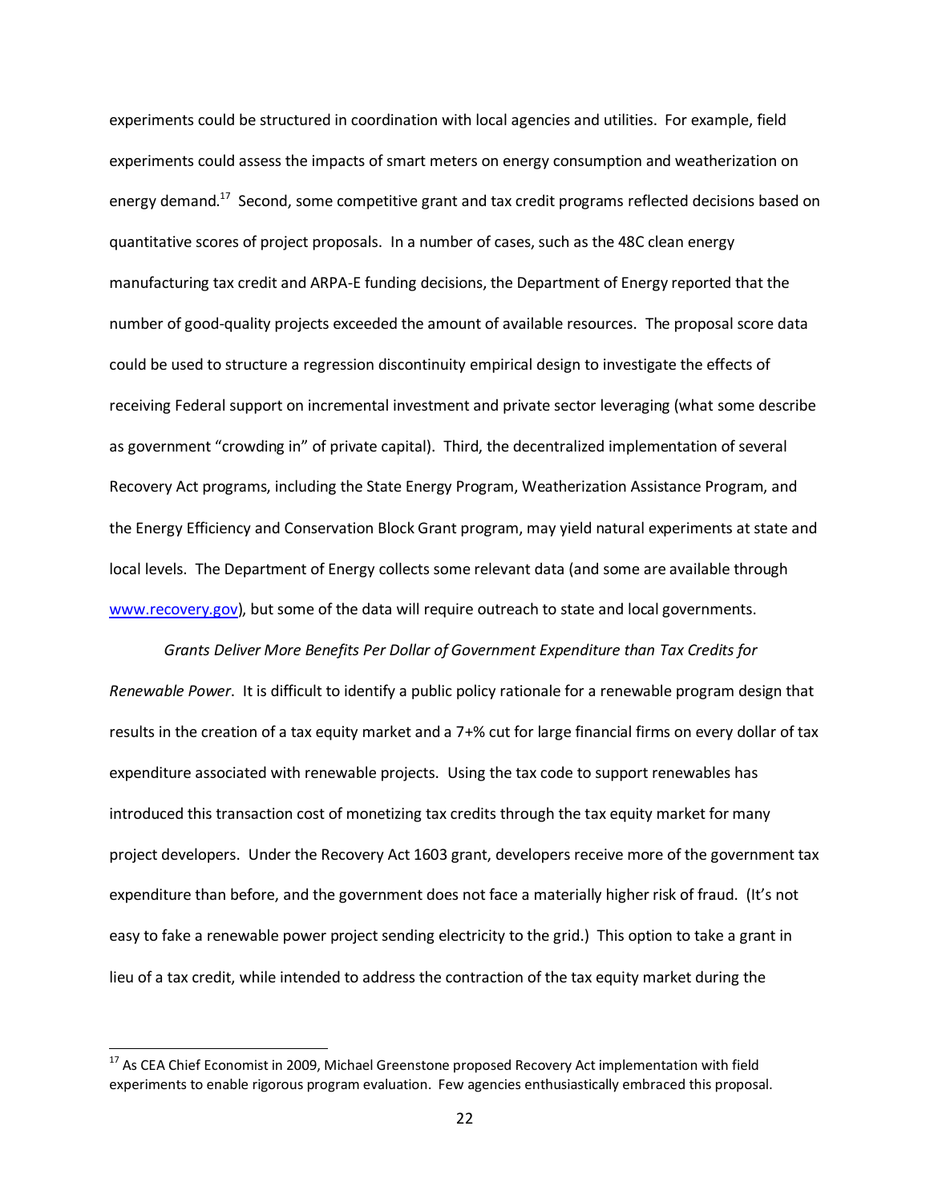experiments could be structured in coordination with local agencies and utilities. For example, field experiments could assess the impacts of smart meters on energy consumption and weatherization on energy demand.[17] Second, some competitive grant and tax credit programs reflected decisions based on quantitative scores of project proposals. In a number of cases, such as the 48C clean energy manufacturing tax credit and ARPA-E funding decisions, the Department of Energy reported that the number of good-quality projects exceeded the amount of available resources. The proposal score data could be used to structure a regression discontinuity empirical design to investigate the effects of receiving Federal support on incremental investment and private sector leveraging (what some describe as government "crowding in" of private capital). Third, the decentralized implementation of several Recovery Act programs, including the State Energy Program, Weatherization Assistance Program, and the Energy Efficiency and Conservation Block Grant program, may yield natural experiments at state and local levels. The Department of Energy collects some relevant data (and some are available through www.recovery.gov), but some of the data will require outreach to state and local governments.

*Grants Deliver More Benefits Per Dollar of Government Expenditure than Tax Credits for Renewable Power*. It is difficult to identify a public policy rationale for a renewable program design that results in the creation of a tax equity market and a 7+% cut for large financial firms on every dollar of tax expenditure associated with renewable projects. Using the tax code to support renewables has introduced this transaction cost of monetizing tax credits through the tax equity market for many project developers. Under the Recovery Act 1603 grant, developers receive more of the government tax expenditure than before, and the government does not face a materially higher risk of fraud. (It's not easy to fake a renewable power project sending electricity to the grid.) This option to take a grant in lieu of a tax credit, while intended to address the contraction of the tax equity market during the

[17] As CEA Chief Economist in 2009, Michael Greenstone proposed Recovery Act implementation with field experiments to enable rigorous program evaluation. Few agencies enthusiastically embraced this proposal.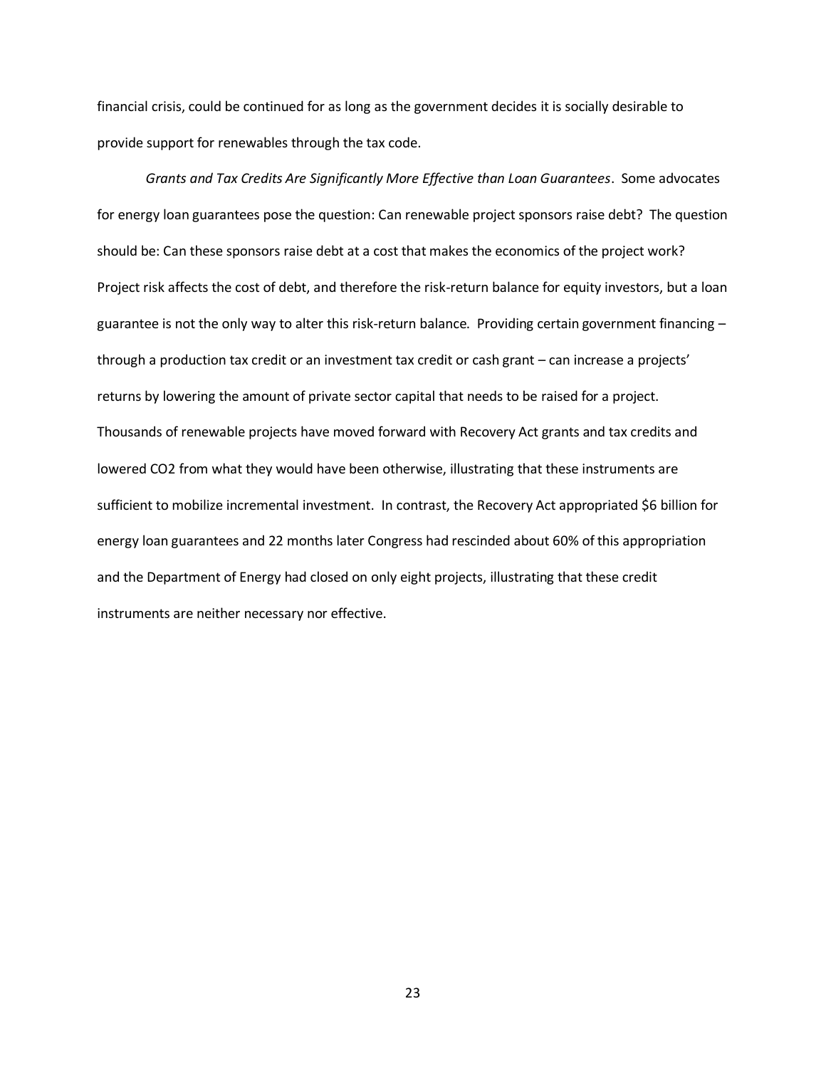financial crisis, could be continued for as long as the government decides it is socially desirable to provide support for renewables through the tax code.

*Grants and Tax Credits Are Significantly More Effective than Loan Guarantees*. Some advocates for energy loan guarantees pose the question: Can renewable project sponsors raise debt? The question should be: Can these sponsors raise debt at a cost that makes the economics of the project work? Project risk affects the cost of debt, and therefore the risk-return balance for equity investors, but a loan guarantee is not the only way to alter this risk-return balance. Providing certain government financing – through a production tax credit or an investment tax credit or cash grant – can increase a projects' returns by lowering the amount of private sector capital that needs to be raised for a project. Thousands of renewable projects have moved forward with Recovery Act grants and tax credits and lowered $CO_2$ from what they would have been otherwise, illustrating that these instruments are sufficient to mobilize incremental investment. In contrast, the Recovery Act appropriated $6 billion for energy loan guarantees and 22 months later Congress had rescinded about 60% of this appropriation and the Department of Energy had closed on only eight projects, illustrating that these credit instruments are neither necessary nor effective.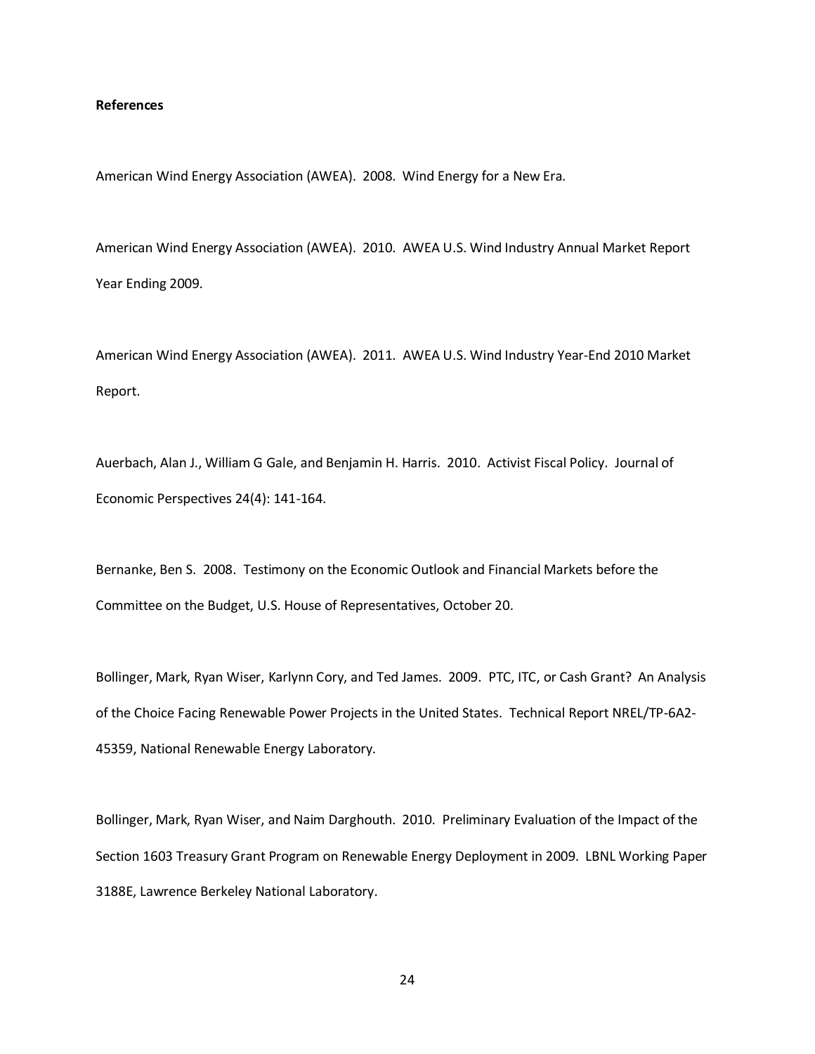**References**

American Wind Energy Association (AWEA). 2008. Wind Energy for a New Era.

American Wind Energy Association (AWEA). 2010. AWEA U.S. Wind Industry Annual Market Report Year Ending 2009.

American Wind Energy Association (AWEA). 2011. AWEA U.S. Wind Industry Year-End 2010 Market Report.

Auerbach, Alan J., William G Gale, and Benjamin H. Harris. 2010. Activist Fiscal Policy. Journal of Economic Perspectives 24(4): 141-164.

Bernanke, Ben S. 2008. Testimony on the Economic Outlook and Financial Markets before the Committee on the Budget, U.S. House of Representatives, October 20.

Bollinger, Mark, Ryan Wiser, Karlynn Cory, and Ted James. 2009. PTC, ITC, or Cash Grant? An Analysis of the Choice Facing Renewable Power Projects in the United States. Technical Report NREL/TP-6A2-45359, National Renewable Energy Laboratory.

Bollinger, Mark, Ryan Wiser, and Naim Darghouth. 2010. Preliminary Evaluation of the Impact of the Section 1603 Treasury Grant Program on Renewable Energy Deployment in 2009. LBNL Working Paper 3188E, Lawrence Berkeley National Laboratory.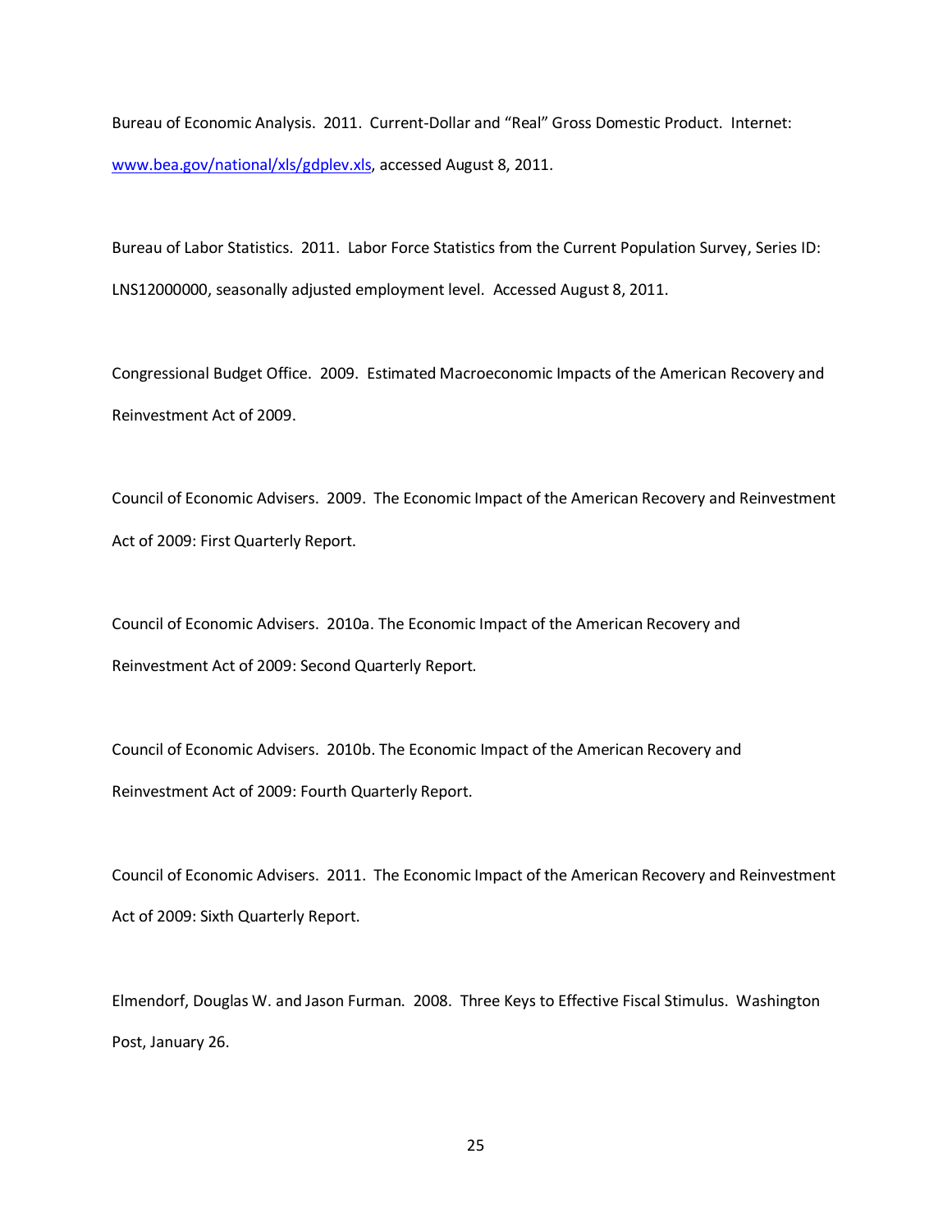Bureau of Economic Analysis. 2011. Current-Dollar and "Real" Gross Domestic Product. Internet: [www.bea.gov/national/xls/gdplev.xls](www.bea.gov/national/xls/gdplev.xls), accessed August 8, 2011.

Bureau of Labor Statistics. 2011. Labor Force Statistics from the Current Population Survey, Series ID: LNS12000000, seasonally adjusted employment level. Accessed August 8, 2011.

Congressional Budget Office. 2009. Estimated Macroeconomic Impacts of the American Recovery and Reinvestment Act of 2009.

Council of Economic Advisers. 2009. The Economic Impact of the American Recovery and Reinvestment Act of 2009: First Quarterly Report.

Council of Economic Advisers. 2010a. The Economic Impact of the American Recovery and Reinvestment Act of 2009: Second Quarterly Report.

Council of Economic Advisers. 2010b. The Economic Impact of the American Recovery and Reinvestment Act of 2009: Fourth Quarterly Report.

Council of Economic Advisers. 2011. The Economic Impact of the American Recovery and Reinvestment Act of 2009: Sixth Quarterly Report.

Elmendorf, Douglas W. and Jason Furman. 2008. Three Keys to Effective Fiscal Stimulus. Washington Post, January 26.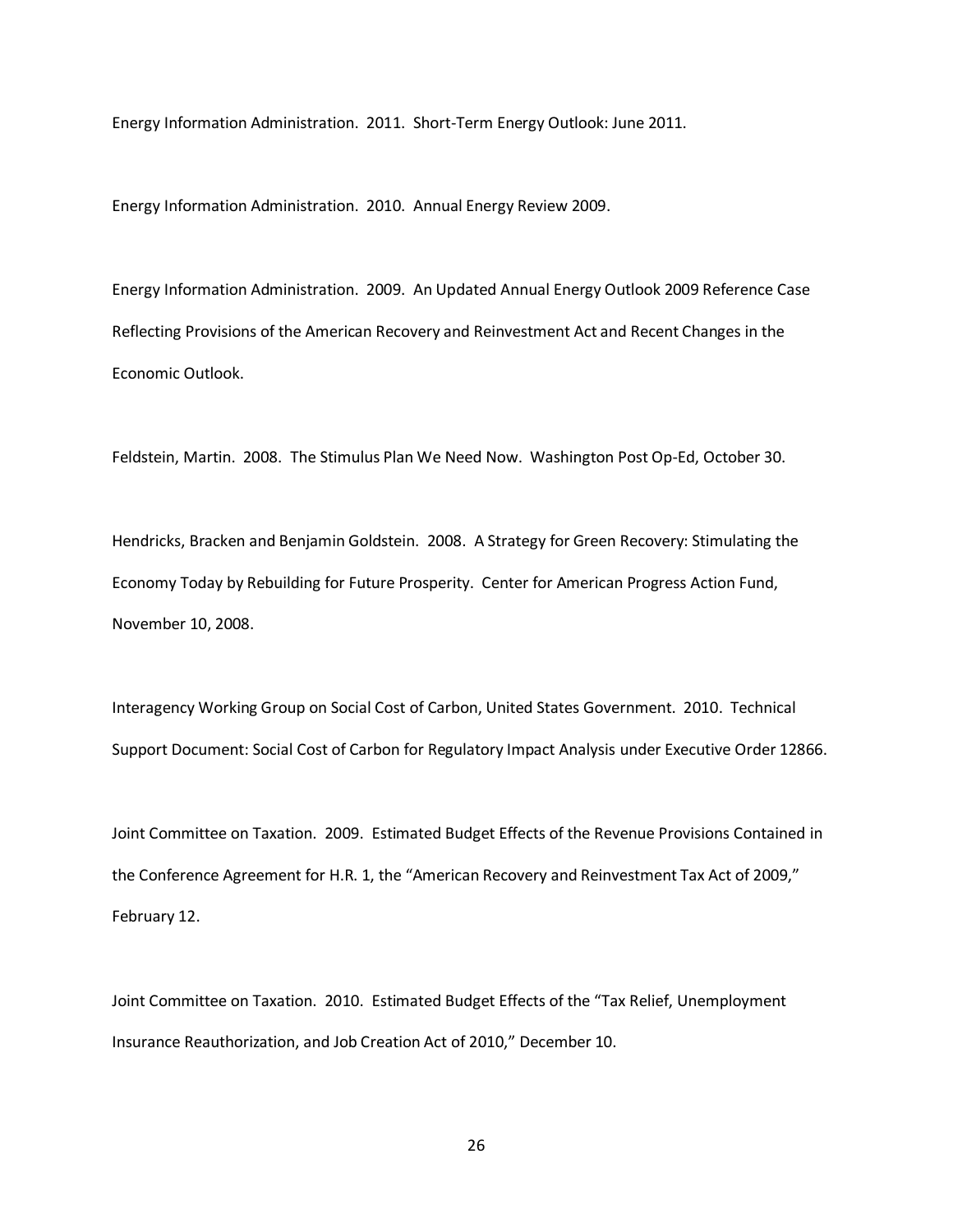Energy Information Administration. 2011. Short-Term Energy Outlook: June 2011.

Energy Information Administration. 2010. Annual Energy Review 2009.

Energy Information Administration. 2009. An Updated Annual Energy Outlook 2009 Reference Case Reflecting Provisions of the American Recovery and Reinvestment Act and Recent Changes in the Economic Outlook.

Feldstein, Martin. 2008. The Stimulus Plan We Need Now. Washington Post Op-Ed, October 30.

Hendricks, Bracken and Benjamin Goldstein. 2008. A Strategy for Green Recovery: Stimulating the Economy Today by Rebuilding for Future Prosperity. Center for American Progress Action Fund, November 10, 2008.

Interagency Working Group on Social Cost of Carbon, United States Government. 2010. Technical Support Document: Social Cost of Carbon for Regulatory Impact Analysis under Executive Order 12866.

Joint Committee on Taxation. 2009. Estimated Budget Effects of the Revenue Provisions Contained in the Conference Agreement for H.R. 1, the "American Recovery and Reinvestment Tax Act of 2009," February 12.

Joint Committee on Taxation. 2010. Estimated Budget Effects of the "Tax Relief, Unemployment Insurance Reauthorization, and Job Creation Act of 2010," December 10.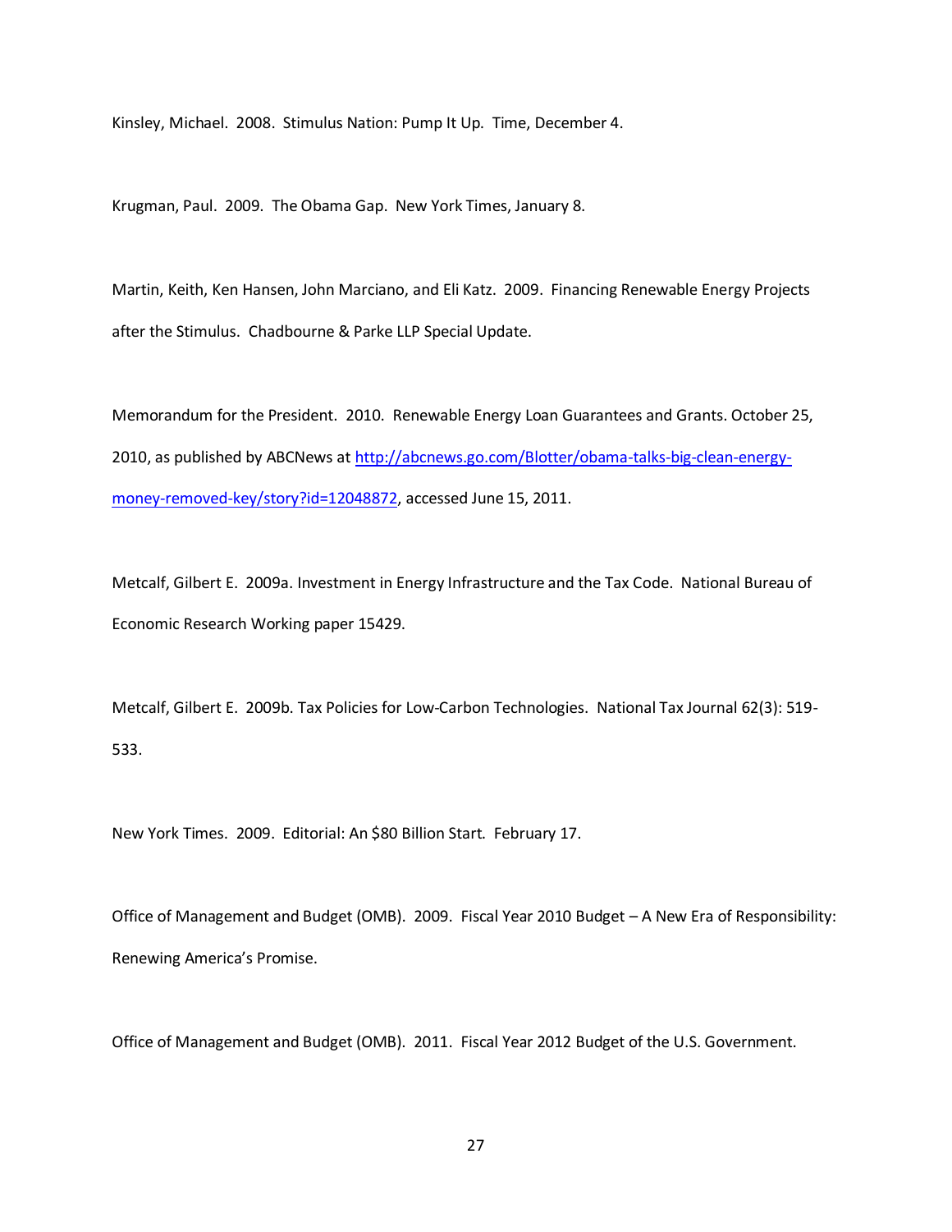Kinsley, Michael. 2008. Stimulus Nation: Pump It Up. Time, December 4.

Krugman, Paul. 2009. The Obama Gap. New York Times, January 8.

Martin, Keith, Ken Hansen, John Marciano, and Eli Katz. 2009. Financing Renewable Energy Projects after the Stimulus. Chadbourne & Parke LLP Special Update.

Memorandum for the President. 2010. Renewable Energy Loan Guarantees and Grants. October 25, 2010, as published by ABCNews at [http://abcnews.go.com/Blotter/obama-talks-big-clean-energy-money-removed-key/story?id=12048872](http://abcnews.go.com/Blotter/obama-talks-big-clean-energy-money-removed-key/story?id=12048872), accessed June 15, 2011.

Metcalf, Gilbert E. 2009a. Investment in Energy Infrastructure and the Tax Code. National Bureau of Economic Research Working paper 15429.

Metcalf, Gilbert E. 2009b. Tax Policies for Low-Carbon Technologies. National Tax Journal 62(3): 519-533.

New York Times. 2009. Editorial: An $80 Billion Start. February 17.

Office of Management and Budget (OMB). 2009. Fiscal Year 2010 Budget – A New Era of Responsibility: Renewing America's Promise.

Office of Management and Budget (OMB). 2011. Fiscal Year 2012 Budget of the U.S. Government.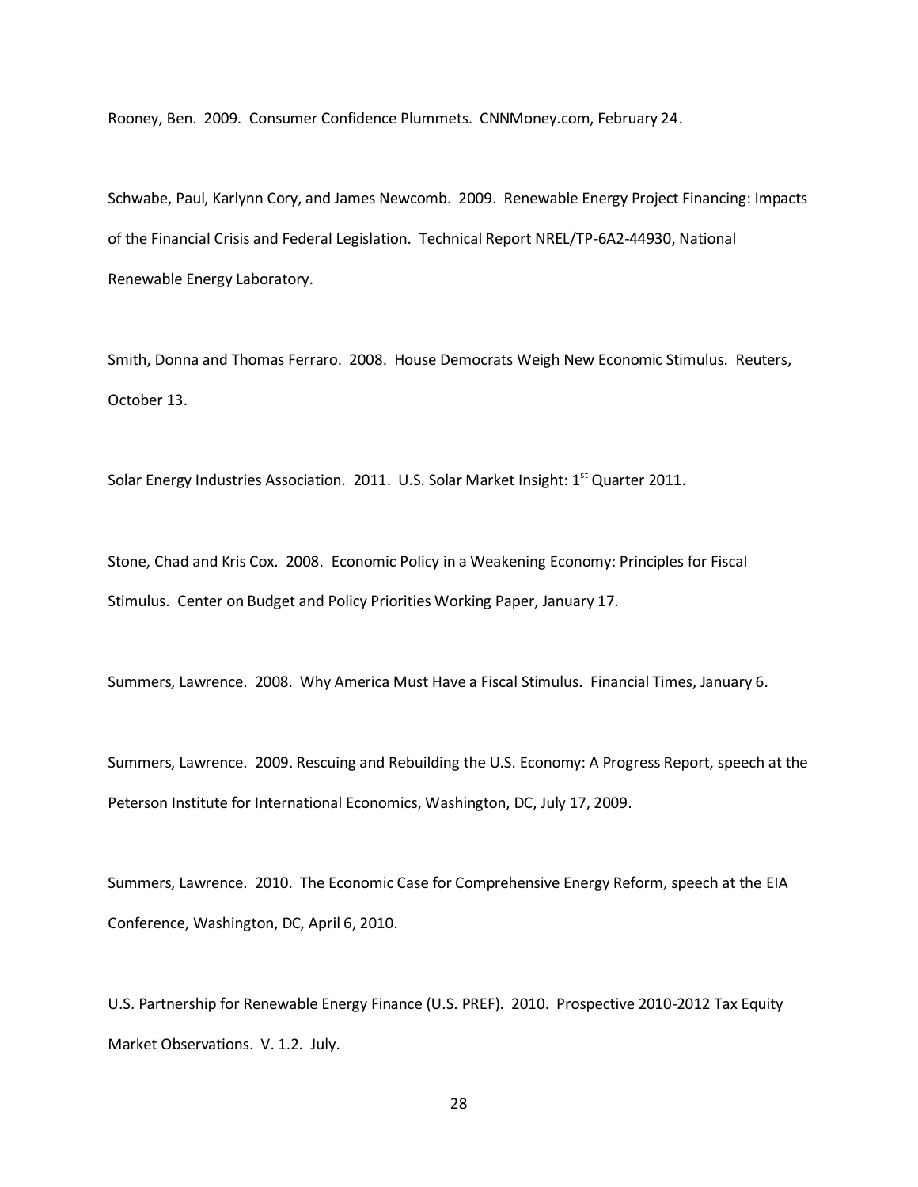Rooney, Ben. 2009. Consumer Confidence Plummets. CNNMoney.com, February 24.

Schwabe, Paul, Karlynn Cory, and James Newcomb. 2009. Renewable Energy Project Financing: Impacts of the Financial Crisis and Federal Legislation. Technical Report NREL/TP-6A2-44930, National Renewable Energy Laboratory.

Smith, Donna and Thomas Ferraro. 2008. House Democrats Weigh New Economic Stimulus. Reuters, October 13.

Solar Energy Industries Association. 2011. U.S. Solar Market Insight: 1st Quarter 2011.

Stone, Chad and Kris Cox. 2008. Economic Policy in a Weakening Economy: Principles for Fiscal Stimulus. Center on Budget and Policy Priorities Working Paper, January 17.

Summers, Lawrence. 2008. Why America Must Have a Fiscal Stimulus. Financial Times, January 6.

Summers, Lawrence. 2009. Rescuing and Rebuilding the U.S. Economy: A Progress Report, speech at the Peterson Institute for International Economics, Washington, DC, July 17, 2009.

Summers, Lawrence. 2010. The Economic Case for Comprehensive Energy Reform, speech at the EIA Conference, Washington, DC, April 6, 2010.

U.S. Partnership for Renewable Energy Finance (U.S. PREF). 2010. Prospective 2010-2012 Tax Equity Market Observations. V. 1.2. July.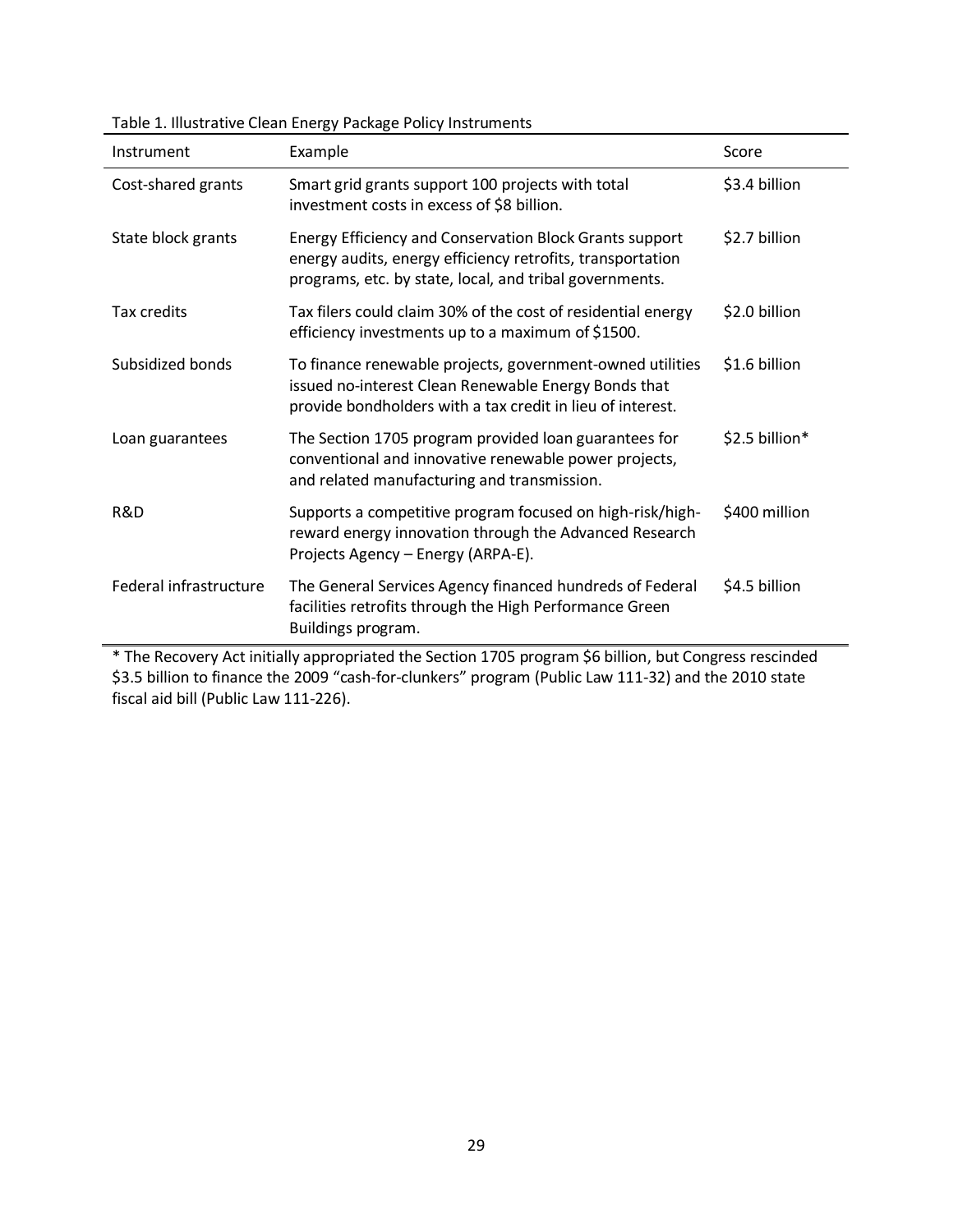Table 1. Illustrative Clean Energy Package Policy Instruments

| Instrument | Example | Score |
| --- | --- | --- |
| Cost-shared grants | Smart grid grants support 100 projects with total investment costs in excess of $8 billion. | $3.4 billion |
| State block grants | Energy Efficiency and Conservation Block Grants support energy audits, energy efficiency retrofits, transportation programs, etc. by state, local, and tribal governments. | $2.7 billion |
| Tax credits | Tax filers could claim 30% of the cost of residential energy efficiency investments up to a maximum of $1500. | $2.0 billion |
| Subsidized bonds | To finance renewable projects, government-owned utilities issued no-interest Clean Renewable Energy Bonds that provide bondholders with a tax credit in lieu of interest. | $1.6 billion |
| Loan guarantees | The Section 1705 program provided loan guarantees for conventional and innovative renewable power projects, and related manufacturing and transmission. | $2.5 billion* |
| R&D | Supports a competitive program focused on high-risk/high-reward energy innovation through the Advanced Research Projects Agency – Energy (ARPA-E). | $400 million |
| Federal infrastructure | The General Services Agency financed hundreds of Federal facilities retrofits through the High Performance Green Buildings program. | $4.5 billion |

* The Recovery Act initially appropriated the Section 1705 program $6 billion, but Congress rescinded $3.5 billion to finance the 2009 "cash-for-clunkers" program (Public Law 111-32) and the 2010 state fiscal aid bill (Public Law 111-226).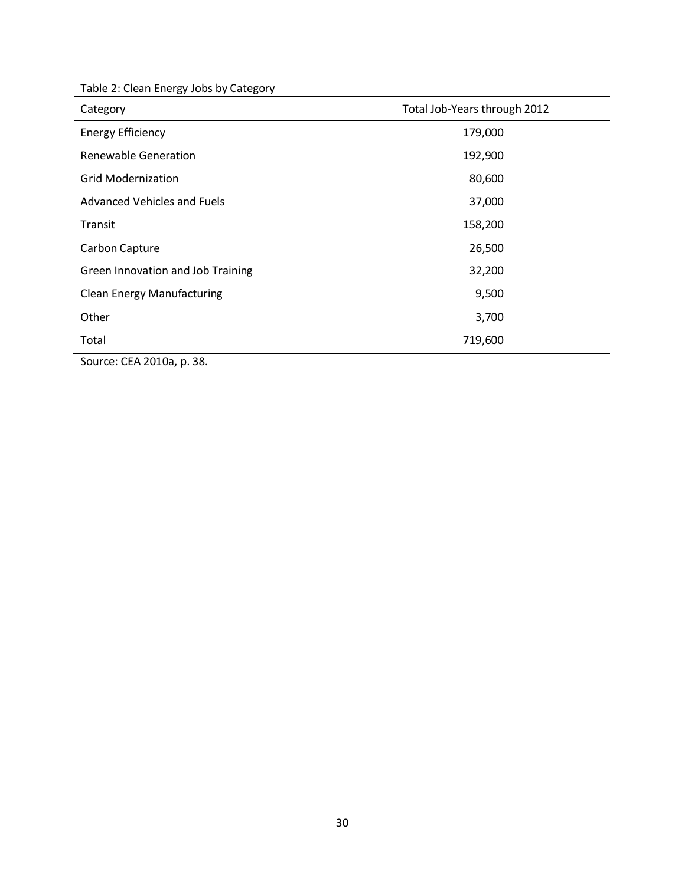Table 2: Clean Energy Jobs by Category

| Category | Total Job-Years through 2012 |
|---|---|
| Energy Efficiency | 179,000 |
| Renewable Generation | 192,900 |
| Grid Modernization | 80,600 |
| Advanced Vehicles and Fuels | 37,000 |
| Transit | 158,200 |
| Carbon Capture | 26,500 |
| Green Innovation and Job Training | 32,200 |
| Clean Energy Manufacturing | 9,500 |
| Other | 3,700 |
| Total | 719,600 |

Source: CEA 2010a, p. 38.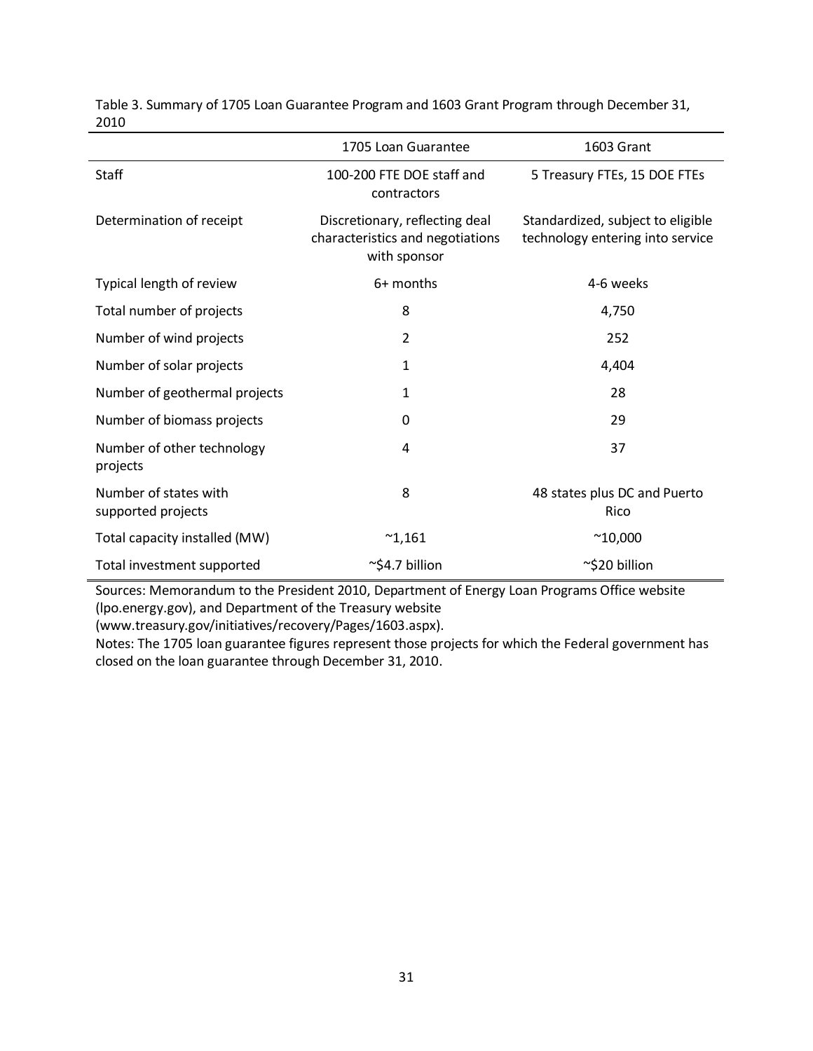Table 3. Summary of 1705 Loan Guarantee Program and 1603 Grant Program through December 31, 2010

| | 1705 Loan Guarantee | 1603 Grant |
|---|---|---|
| Staff | 100-200 FTE DOE staff and contractors | 5 Treasury FTEs, 15 DOE FTEs |
| Determination of receipt | Discretionary, reflecting deal characteristics and negotiations with sponsor | Standardized, subject to eligible technology entering into service |
| Typical length of review | 6+ months | 4-6 weeks |
| Total number of projects | 8 | 4,750 |
| Number of wind projects | 2 | 252 |
| Number of solar projects | 1 | 4,404 |
| Number of geothermal projects | 1 | 28 |
| Number of biomass projects | 0 | 29 |
| Number of other technology projects | 4 | 37 |
| Number of states with supported projects | 8 | 48 states plus DC and Puerto Rico |
| Total capacity installed (MW) | ~1,161 | ~10,000 |
| Total investment supported | ~$4.7 billion | ~$20 billion |

Sources: Memorandum to the President 2010, Department of Energy Loan Programs Office website (lpo.energy.gov), and Department of the Treasury website (www.treasury.gov/initiatives/recovery/Pages/1603.aspx).

Notes: The 1705 loan guarantee figures represent those projects for which the Federal government has closed on the loan guarantee through December 31, 2010.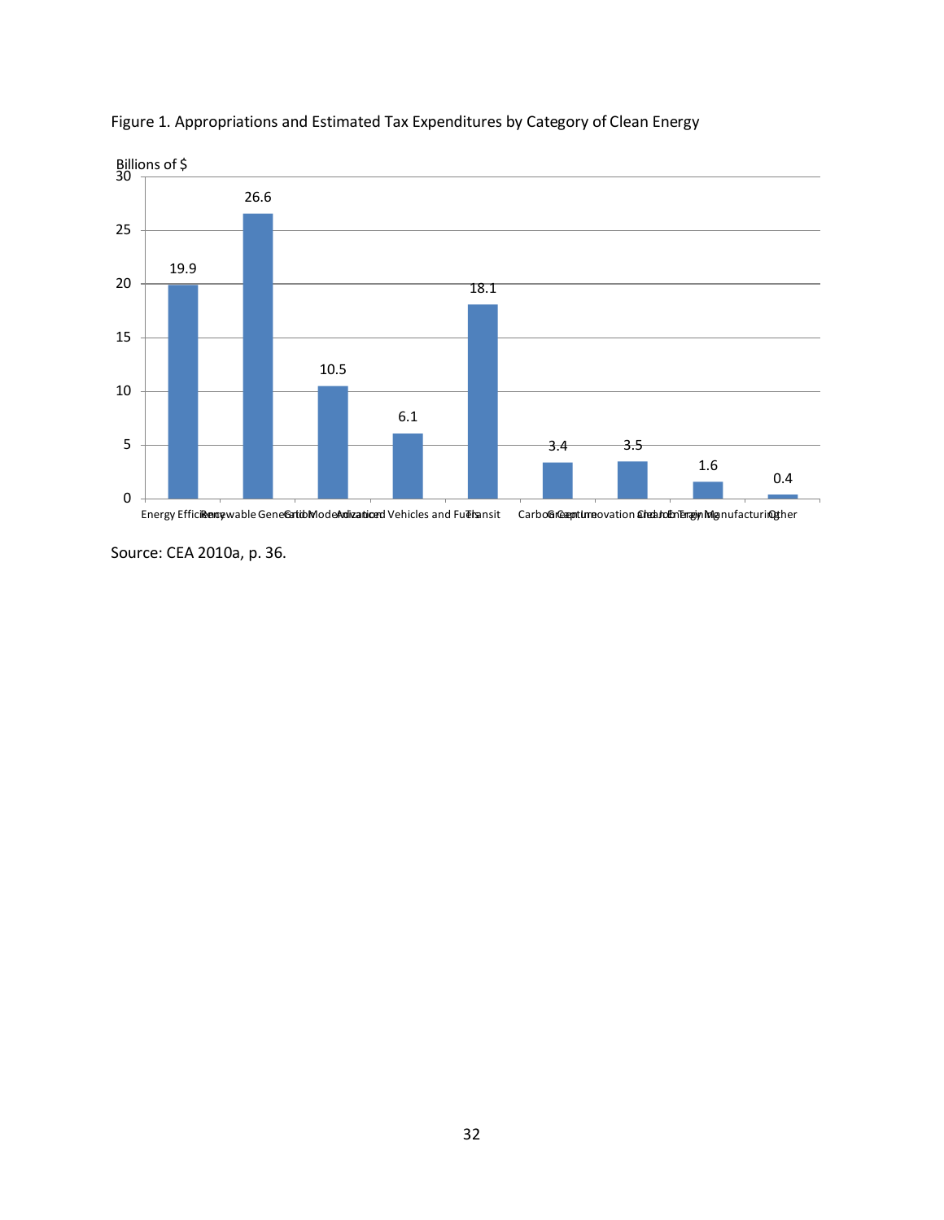Figure 1. Appropriations and Estimated Tax Expenditures by Category of Clean Energy

| Category | Billions of $ |
|---|---|
| Energy Efficiency | 19.9 |
| Renewable Generation | 26.6 |
| Grid Modernization | 10.5 |
| Advanced Vehicles and Fuels | 6.1 |
| Transit | 18.1 |
| Carbon Capture | 3.4 |
| Green Innovation and Job Training | 3.5 |
| Clean Energy Manufacturing | 1.6 |
| Other | 0.4 |

Source: CEA 2010a, p. 36.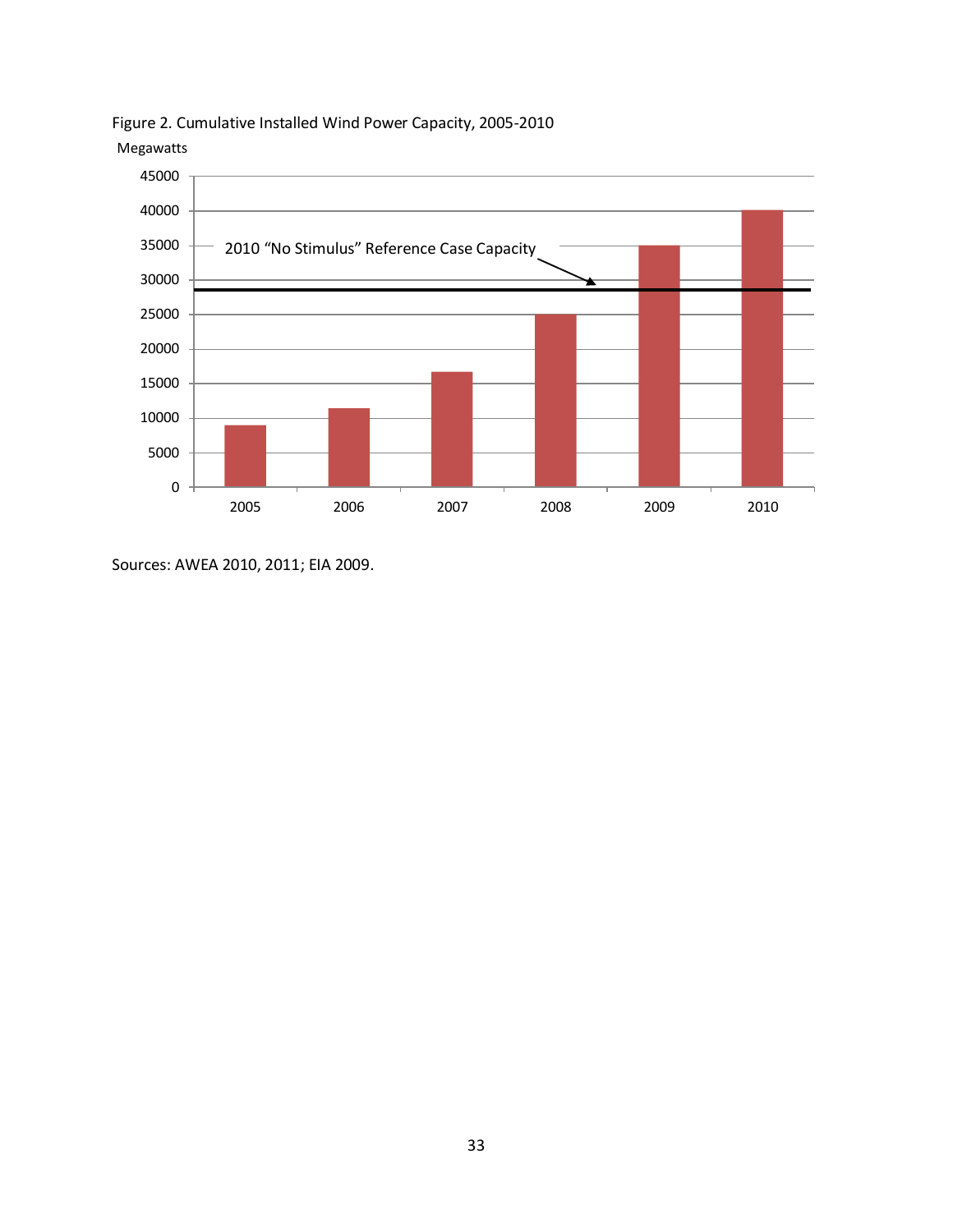Figure 2. Cumulative Installed Wind Power Capacity, 2005-2010

Megawatts

Sources: AWEA 2010, 2011; EIA 2009.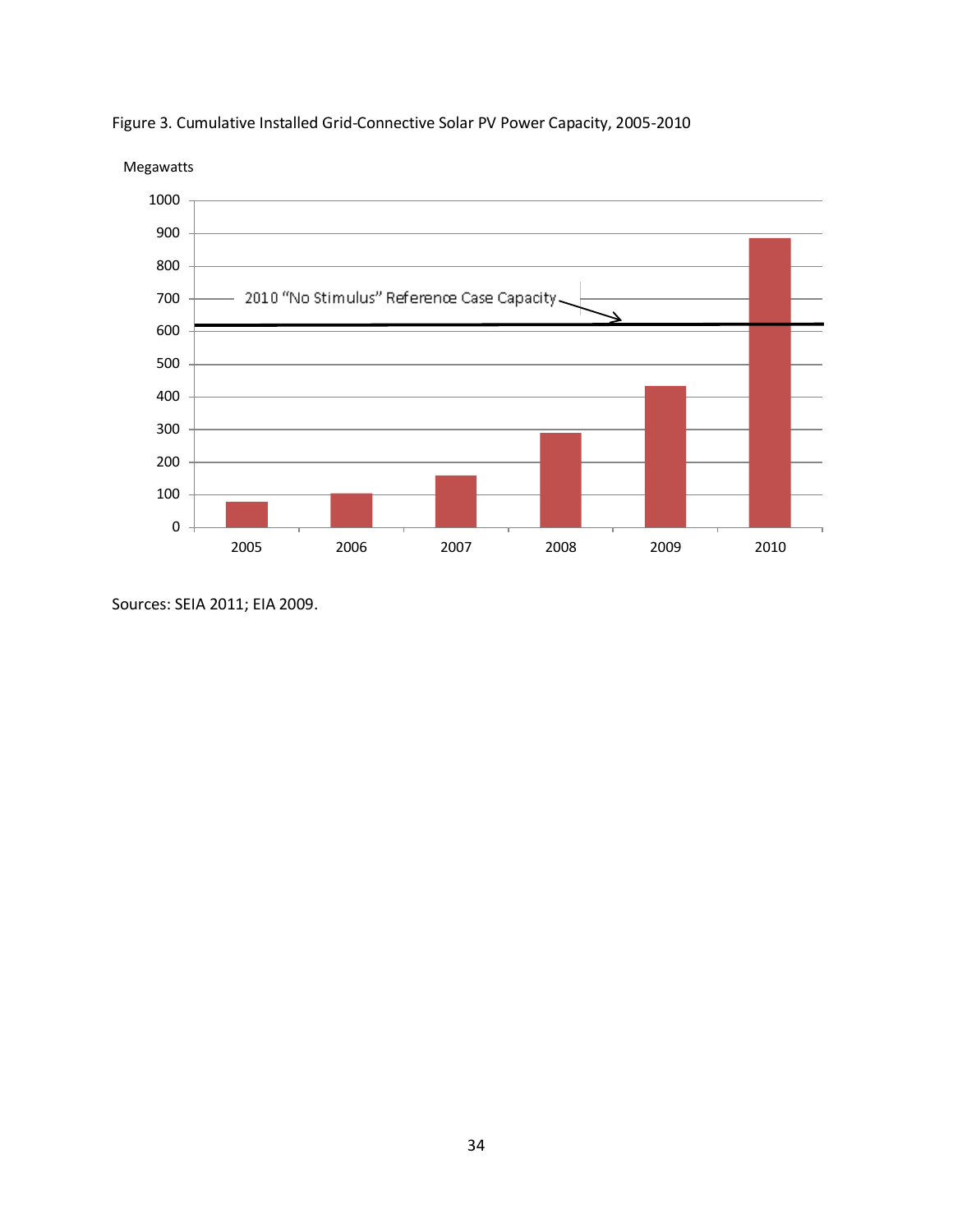Figure 3. Cumulative Installed Grid-Connective Solar PV Power Capacity, 2005-2010

Megawatts

1000
900
800
700
600
500
400
300
200
100
0

2010 "No Stimulus" Reference Case Capacity

2005
2006
2007
2008
2009
2010

Sources: SEIA 2011; EIA 2009.